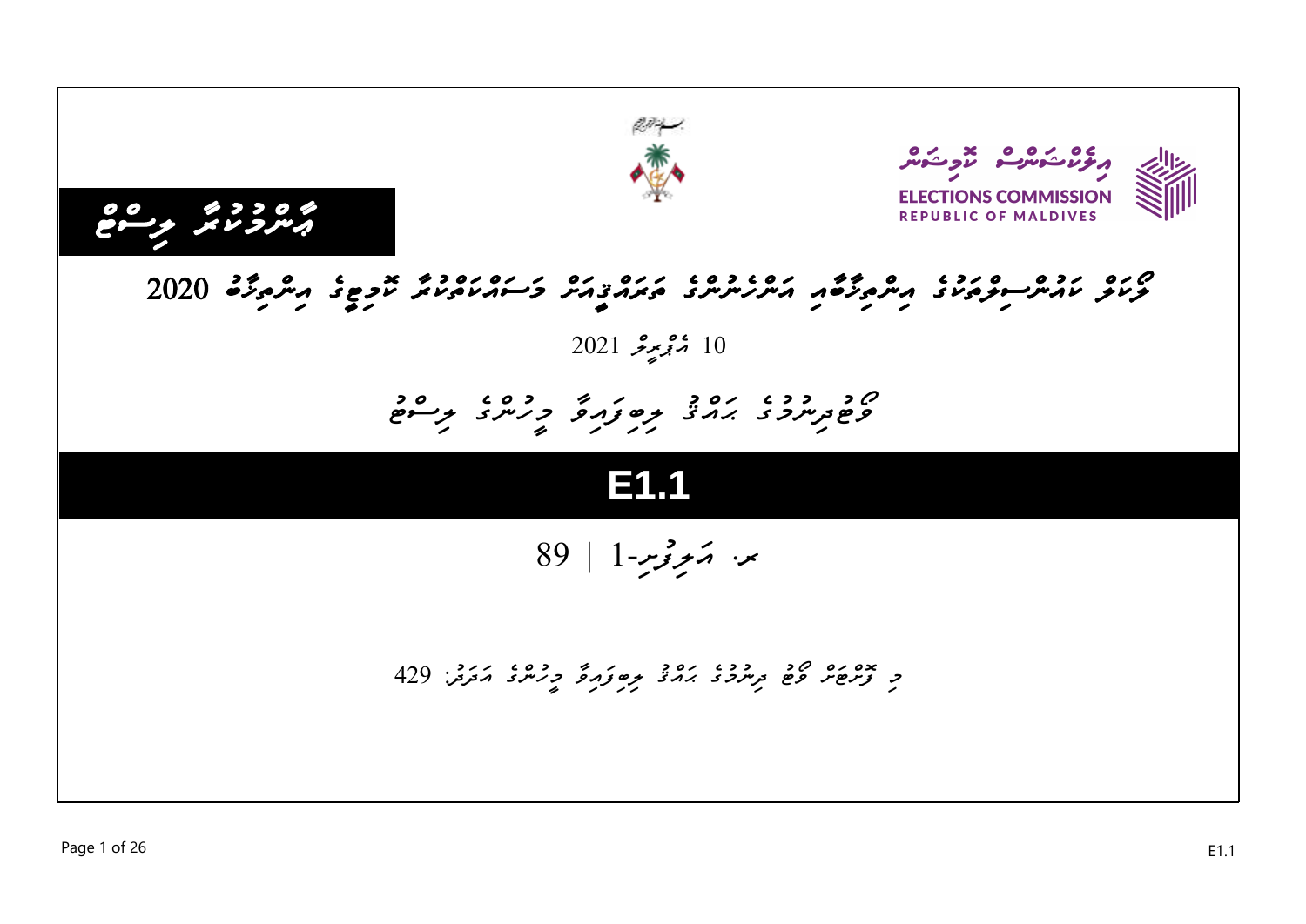އިލެކްޝަންސް ކޮމިޝަން

ELECTIONS COMMISSION
REPUBLIC OF MALDIVES

އަންފުރުނާ ލިސްޓް

# ލޯކަލް ކައުންސިލްތަކުގެ އިންތިޚާބާއި އަންހެނުންގެ ތަރައްޤީއަށް މަސައްކަތްކުރާ ކޮމިޓީގެ އިންތިޚާބު 2020

10 އޭޕްރިލް 2021

## ވޯޓުދިނުމުގެ ޙައްޤު ލިބިފައިވާ މީހުންގެ ލިސްޓު

# E1.1

ރ. އަލިފުށި-1 | 89

މި ފޮށްޓަށް ވޯޓު ދިނުމުގެ ޙައްޤު ލިބިފައިވާ މީހުންގެ އަދަދު: 429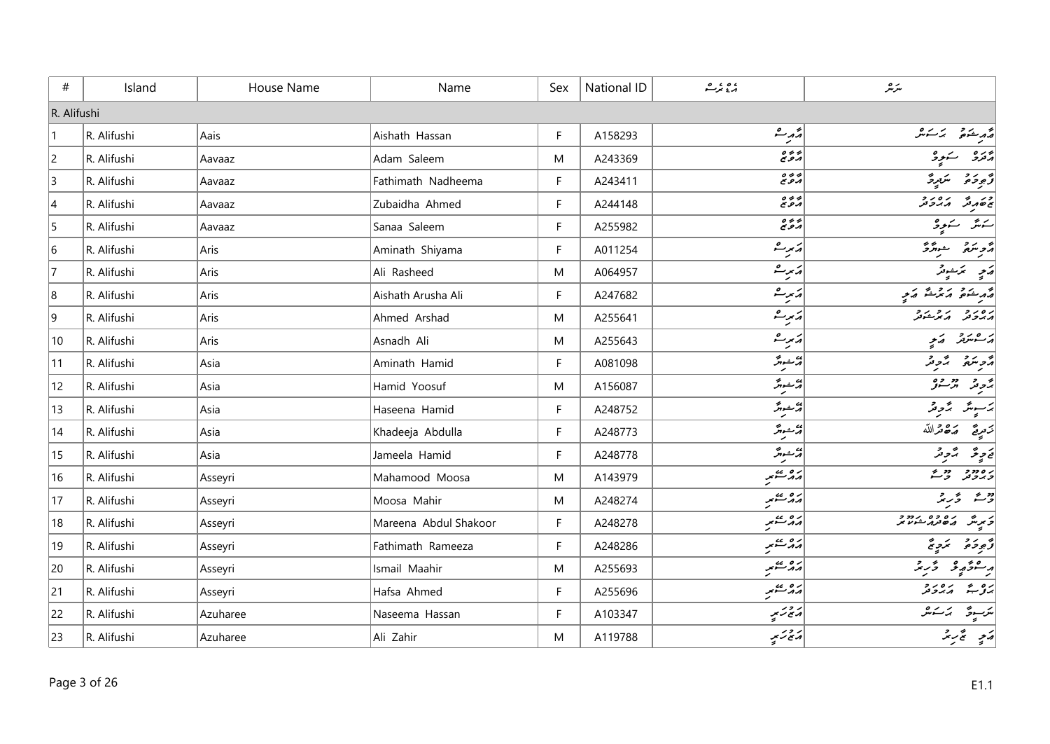| # | Island | House Name | Name | Sex | National ID | ގެއުގެ ނަން | ނަން |
|---|---|---|---|---|---|---|---|
| R. Alifushi | | | | | | | |
| 1 | R. Alifushi | Aais | Aishath Hassan | F | A158293 | އާއިސް | އާއިޝަތު ޙަސަން |
| 2 | R. Alifushi | Aavaaz | Adam Saleem | M | A243369 | އާވާޒް | އާދަމް ސަލީމް |
| 3 | R. Alifushi | Aavaaz | Fathimath Nadheema | F | A243411 | އާވާޒް | ފާތިމަތު ނަދީމާ |
| 4 | R. Alifushi | Aavaaz | Zubaidha Ahmed | F | A244148 | އާވާޒް | ޒުބައިދާ އަޙްމަދު |
| 5 | R. Alifushi | Aavaaz | Sanaa Saleem | F | A255982 | އާވާޒް | ސަނާ ސަލީމް |
| 6 | R. Alifushi | Aris | Aminath Shiyama | F | A011254 | އަރިސް | އާމިނަތު ޝިޔާމާ |
| 7 | R. Alifushi | Aris | Ali Rasheed | M | A064957 | އަރިސް | އަލީ ރަޝީދު |
| 8 | R. Alifushi | Aris | Aishath Arusha Ali | F | A247682 | އަރިސް | އާއިޝަތު އަރުޝާ އަލީ |
| 9 | R. Alifushi | Aris | Ahmed Arshad | M | A255641 | އަރިސް | އަޙްމަދު އަރުޝަދު |
| 10 | R. Alifushi | Aris | Asnadh Ali | M | A255643 | އަރިސް | އަސްނަދު އަލީ |
| 11 | R. Alifushi | Asia | Aminath Hamid | F | A081098 | އޭޝިއާ | އާމިނަތު ހާމިދު |
| 12 | R. Alifushi | Asia | Hamid Yoosuf | M | A156087 | އޭޝިއާ | ހާމިދު ޔޫސުފް |
| 13 | R. Alifushi | Asia | Haseena Hamid | F | A248752 | އޭޝިއާ | ހަސީނާ ހާމިދު |
| 14 | R. Alifushi | Asia | Khadeeja Abdulla | F | A248773 | އޭޝިއާ | ޚަދީޖާ އަބްދުﷲ |
| 15 | R. Alifushi | Asia | Jameela Hamid | F | A248778 | އޭޝިއާ | ޖަމީލާ ހާމިދު |
| 16 | R. Alifushi | Asseyri | Mahamood Moosa | M | A143979 | އައްސޭރި | މަޙްމޫދު މޫސާ |
| 17 | R. Alifushi | Asseyri | Moosa Mahir | M | A248274 | އައްސޭރި | މޫސާ މާހިރު |
| 18 | R. Alifushi | Asseyri | Mareena Abdul Shakoor | F | A248278 | އައްސޭރި | މަރީނާ އަބްދުލްޝަކޫރު |
| 19 | R. Alifushi | Asseyri | Fathimath Rameeza | F | A248286 | އައްސޭރި | ފާތިމަތު ރަމީޒާ |
| 20 | R. Alifushi | Asseyri | Ismail Maahir | M | A255693 | އައްސޭރި | އިސްމާއީލް މާހިރު |
| 21 | R. Alifushi | Asseyri | Hafsa Ahmed | F | A255696 | އައްސޭރި | ހަފްސާ އަޙްމަދު |
| 22 | R. Alifushi | Azuharee | Naseema Hassan | F | A103347 | އަޒުހަރީ | ނަސީމާ ޙަސަން |
| 23 | R. Alifushi | Azuharee | Ali Zahir | M | A119788 | އަޒުހަރީ | އަލީ ޒާހިރު |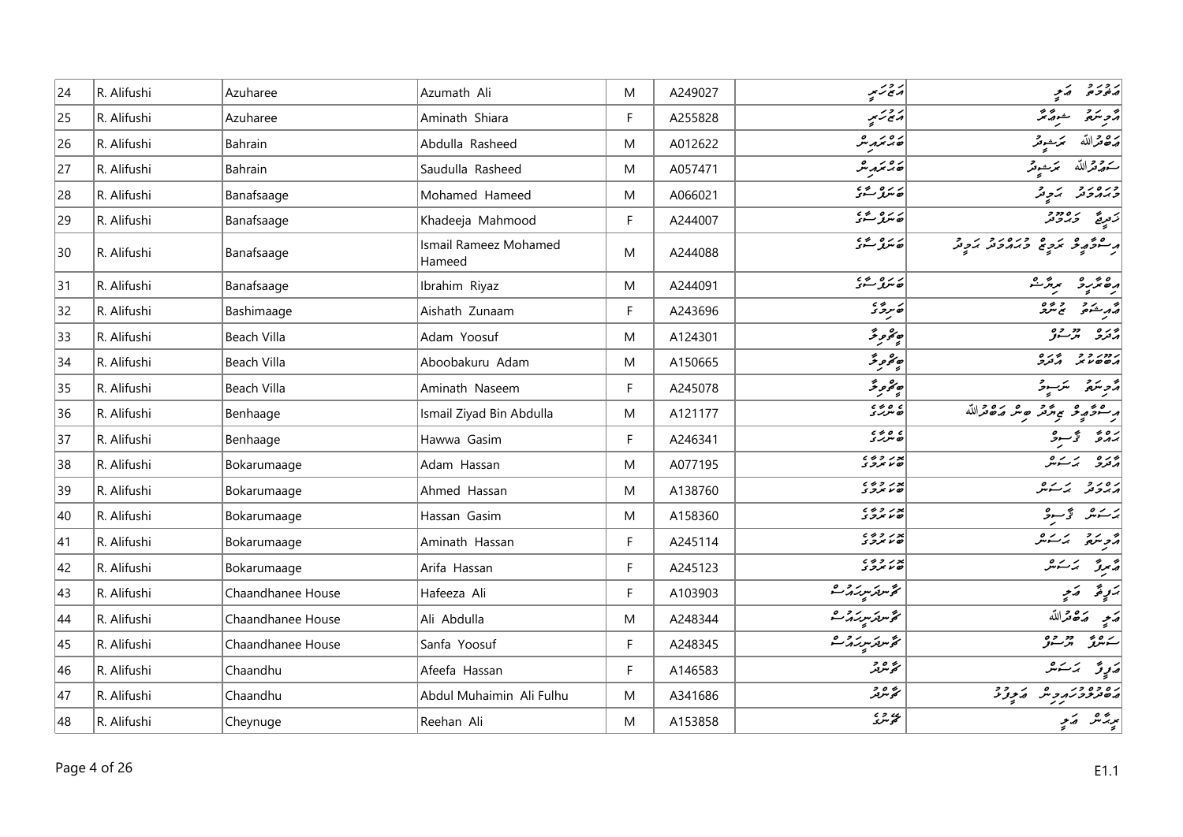| 24 | R. Alifushi | Azuharee | Azumath Ali | M | A249027 | އަޒުހަރީ | އަޒުމަތު އަލި |
|---|---|---|---|---|---|---|---|
| 25 | R. Alifushi | Azuharee | Aminath Shiara | F | A255828 | އަޒުހަރީ | އާމިނަތު ޝިއާރާ |
| 26 | R. Alifushi | Bahrain | Abdulla Rasheed | M | A012622 | ބަޙްރައިން | އަބްދުﷲ ރަޝީދު |
| 27 | R. Alifushi | Bahrain | Saudulla Rasheed | M | A057471 | ބަޙްރައިން | ސައުދުﷲ ރަޝީދު |
| 28 | R. Alifushi | Banafsaage | Mohamed Hameed | M | A066021 | ބަނަފްސާގެ | މުޙައްމަދު ޙަމީދު |
| 29 | R. Alifushi | Banafsaage | Khadeeja Mahmood | F | A244007 | ބަނަފްސާގެ | ޚަދީޖާ މަޙްމޫދު |
| 30 | R. Alifushi | Banafsaage | Ismail Rameez Mohamed Hameed | M | A244088 | ބަނަފްސާގެ | އިސްމާއީލް ރަމީޒް މުޙައްމަދު ޙަމީދު |
| 31 | R. Alifushi | Banafsaage | Ibrahim Riyaz | M | A244091 | ބަނަފްސާގެ | އިބްރާހީމް ރިޔާޒް |
| 32 | R. Alifushi | Bashimaage | Aishath Zunaam | F | A243696 | ބަޝިމާގެ | އާއިޝަތު ޒުނާމް |
| 33 | R. Alifushi | Beach Villa | Adam Yoosuf | M | A124301 | ބީޗްވިލާ | އާދަމް ޔޫސުފް |
| 34 | R. Alifushi | Beach Villa | Aboobakuru Adam | M | A150665 | ބީޗްވިލާ | އަބޫބަކުރު އާދަމް |
| 35 | R. Alifushi | Beach Villa | Aminath Naseem | F | A245078 | ބީޗްވިލާ | އާމިނަތު ނަސީމް |
| 36 | R. Alifushi | Benhaage | Ismail Ziyad Bin Abdulla | M | A121177 | ބެންހާގެ | އިސްމާއީލް ޒިޔާދު ބިން އަބްދުﷲ |
| 37 | R. Alifushi | Benhaage | Hawwa Gasim | F | A246341 | ބެންހާގެ | ހައްވާ ގާސިމް |
| 38 | R. Alifushi | Bokarumaage | Adam Hassan | M | A077195 | ބޮކަރުމާގެ | އާދަމް ހަސަން |
| 39 | R. Alifushi | Bokarumaage | Ahmed Hassan | M | A138760 | ބޮކަރުމާގެ | އަޙްމަދު ހަސަން |
| 40 | R. Alifushi | Bokarumaage | Hassan Gasim | M | A158360 | ބޮކަރުމާގެ | ހަސަން ގާސިމް |
| 41 | R. Alifushi | Bokarumaage | Aminath Hassan | F | A245114 | ބޮކަރުމާގެ | އާމިނަތު ހަސަން |
| 42 | R. Alifushi | Bokarumaage | Arifa Hassan | F | A245123 | ބޮކަރުމާގެ | އާރިފާ ހަސަން |
| 43 | R. Alifushi | Chaandhanee House | Hafeeza Ali | F | A103903 | ޗާނދަނީހައުސް | ހަފީޒާ އަލި |
| 44 | R. Alifushi | Chaandhanee House | Ali Abdulla | M | A248344 | ޗާނދަނީހައުސް | އަލި އަބްދުﷲ |
| 45 | R. Alifushi | Chaandhanee House | Sanfa Yoosuf | F | A248345 | ޗާނދަނީހައުސް | ސަންފާ ޔޫސުފް |
| 46 | R. Alifushi | Chaandhu | Afeefa Hassan | F | A146583 | ޗާނދު | އަފީފާ ހަސަން |
| 47 | R. Alifushi | Chaandhu | Abdul Muhaimin Ali Fulhu | M | A341686 | ޗާނދު | އަބްދުލްމުހައިމިން އަލިފުޅު |
| 48 | R. Alifushi | Cheynuge | Reehan Ali | M | A153858 | ޗޭނުގެ | ރީހާން އަލި |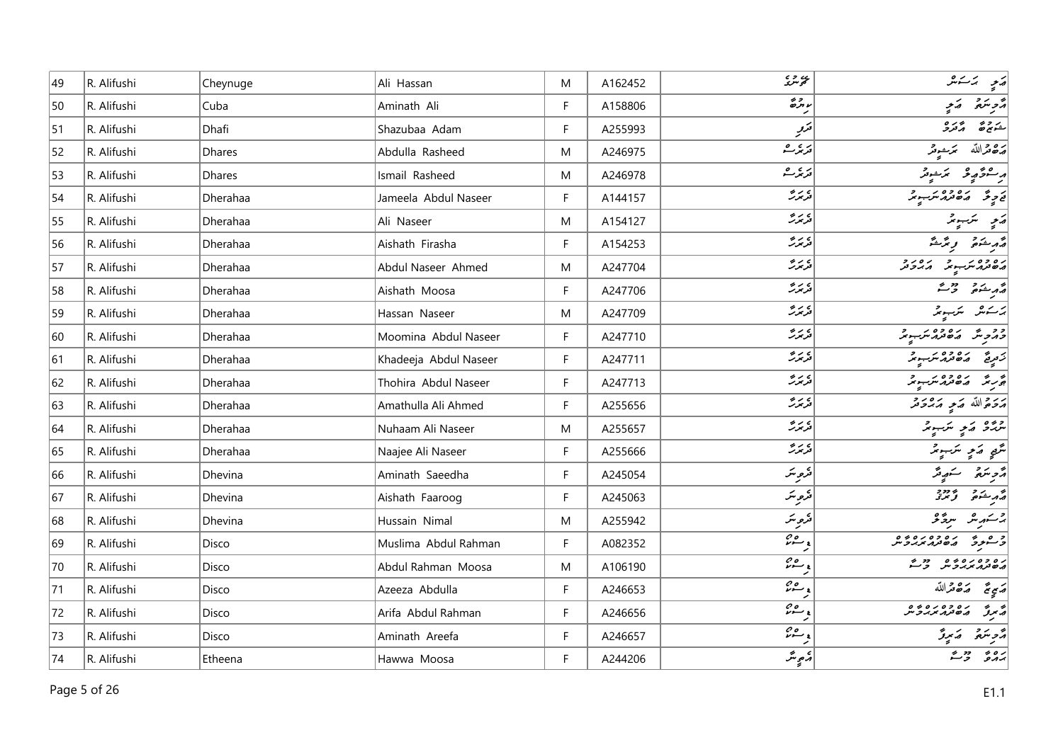| 49 | R. Alifushi | Cheynuge | Ali Hassan | M | A162452 | ޗޭނުގެ | އަލި ހަސަން |
|---|---|---|---|---|---|---|---|
| 50 | R. Alifushi | Cuba | Aminath Ali | F | A158806 | ކިއުބާ | އާމިނަތު އަލި |
| 51 | R. Alifushi | Dhafi | Shazubaa Adam | F | A255993 | ދަފި | ޝަޒުބާ އާދަމް |
| 52 | R. Alifushi | Dhares | Abdulla Rasheed | M | A246975 | ދަރެސް | އަބްދުﷲ ރަޝީދު |
| 53 | R. Alifushi | Dhares | Ismail Rasheed | M | A246978 | ދަރެސް | އިސްމާއީލް ރަޝީދު |
| 54 | R. Alifushi | Dherahaa | Jameela Abdul Naseer | F | A144157 | ދެރަހާ | ޖަމީލާ އަބްދުލްނަސީރު |
| 55 | R. Alifushi | Dherahaa | Ali Naseer | M | A154127 | ދެރަހާ | އަލި ނަސީރު |
| 56 | R. Alifushi | Dherahaa | Aishath Firasha | F | A154253 | ދެރަހާ | އާއިޝަތު ފިރާޝާ |
| 57 | R. Alifushi | Dherahaa | Abdul Naseer Ahmed | M | A247704 | ދެރަހާ | އަބްދުލްނަސީރު އަހުމަދު |
| 58 | R. Alifushi | Dherahaa | Aishath Moosa | F | A247706 | ދެރަހާ | އާއިޝަތު މޫސާ |
| 59 | R. Alifushi | Dherahaa | Hassan Naseer | M | A247709 | ދެރަހާ | ހަސަން ނަސީރު |
| 60 | R. Alifushi | Dherahaa | Moomina Abdul Naseer | F | A247710 | ދެރަހާ | މޫމިނާ އަބްދުލްނަސީރު |
| 61 | R. Alifushi | Dherahaa | Khadeeja Abdul Naseer | F | A247711 | ދެރަހާ | ޚަދީޖާ އަބްދުލްނަސީރު |
| 62 | R. Alifushi | Dherahaa | Thohira Abdul Naseer | F | A247713 | ދެރަހާ | ޠާހިރާ އަބްދުލްނަސީރު |
| 63 | R. Alifushi | Dherahaa | Amathulla Ali Ahmed | F | A255656 | ދެރަހާ | އަމަތުﷲ އަލި އަހުމަދު |
| 64 | R. Alifushi | Dherahaa | Nuhaam Ali Naseer | M | A255657 | ދެރަހާ | ނުހާމް އަލި ނަސީރު |
| 65 | R. Alifushi | Dherahaa | Naajee Ali Naseer | F | A255666 | ދެރަހާ | ނާޖީ އަލި ނަސީރު |
| 66 | R. Alifushi | Dhevina | Aminath Saeedha | F | A245054 | ދެވިނަ | އާމިނަތު ސައީދާ |
| 67 | R. Alifushi | Dhevina | Aishath Faaroog | F | A245063 | ދެވިނަ | އާއިޝަތު ފާރޫގު |
| 68 | R. Alifushi | Dhevina | Hussain Nimal | M | A255942 | ދެވިނަ | ހުސައިން ނިމާލް |
| 69 | R. Alifushi | Disco | Muslima Abdul Rahman | F | A082352 | ޑިސްކޯ | މުސްލިމާ އަބްދުއްރަޙްމާން |
| 70 | R. Alifushi | Disco | Abdul Rahman Moosa | M | A106190 | ޑިސްކޯ | އަބްދުއްރަޙްމާން މޫސާ |
| 71 | R. Alifushi | Disco | Azeeza Abdulla | F | A246653 | ޑިސްކޯ | އަޒީޒާ އަބްދުﷲ |
| 72 | R. Alifushi | Disco | Arifa Abdul Rahman | F | A246656 | ޑިސްކޯ | އާރިފާ އަބްދުއްރަޙްމާން |
| 73 | R. Alifushi | Disco | Aminath Areefa | F | A246657 | ޑިސްކޯ | އާމިނަތު އަރީފާ |
| 74 | R. Alifushi | Etheena | Hawwa Moosa | F | A244206 | އެތީނާ | ހައްވާ މޫސާ |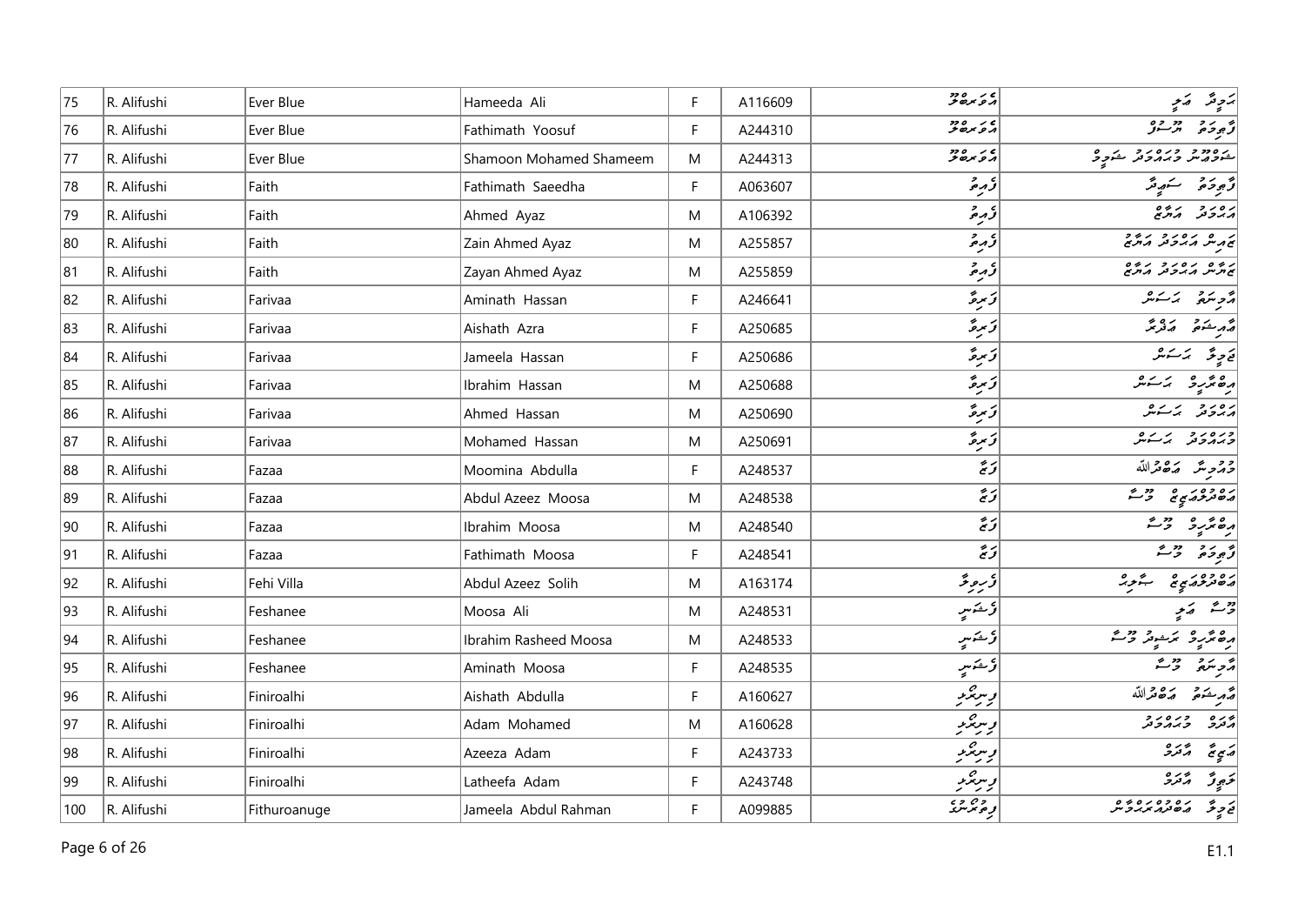| 75 | R. Alifushi | Ever Blue | Hameeda Ali | F | A116609 | އެވަރބްލޫ | ހަމީދާ އަލީ |
|---|---|---|---|---|---|---|---|
| 76 | R. Alifushi | Ever Blue | Fathimath Yoosuf | F | A244310 | އެވަރބްލޫ | ފާތިމަތު ޔޫސުފް |
| 77 | R. Alifushi | Ever Blue | Shamoon Mohamed Shameem | M | A244313 | އެވަރބްލޫ | ޝަމްއޫން މުހައްމަދު ޝަމީމް |
| 78 | R. Alifushi | Faith | Fathimath Saeedha | F | A063607 | ފެއިތު | ފާތިމަތު ސަޢީދާ |
| 79 | R. Alifushi | Faith | Ahmed Ayaz | M | A106392 | ފެއިތު | އަހުމަދު އަޔާޒް |
| 80 | R. Alifushi | Faith | Zain Ahmed Ayaz | M | A255857 | ފެއިތު | ޒައިން އަހުމަދު އަޔާޒް |
| 81 | R. Alifushi | Faith | Zayan Ahmed Ayaz | M | A255859 | ފެއިތު | ޒަޔާން އަހުމަދު އަޔާޒް |
| 82 | R. Alifushi | Farivaa | Aminath Hassan | F | A246641 | ފަރިވާ | އާމިނަތު ހަސަން |
| 83 | R. Alifushi | Farivaa | Aishath Azra | F | A250685 | ފަރިވާ | އައިށަތު އަޒްރާ |
| 84 | R. Alifushi | Farivaa | Jameela Hassan | F | A250686 | ފަރިވާ | ޖަމީލާ ހަސަން |
| 85 | R. Alifushi | Farivaa | Ibrahim Hassan | M | A250688 | ފަރިވާ | އިބްރާހީމް ހަސަން |
| 86 | R. Alifushi | Farivaa | Ahmed Hassan | M | A250690 | ފަރިވާ | އަހުމަދު ހަސަން |
| 87 | R. Alifushi | Farivaa | Mohamed Hassan | M | A250691 | ފަރިވާ | މުހައްމަދު ހަސަން |
| 88 | R. Alifushi | Fazaa | Moomina Abdulla | F | A248537 | ފަޒާ | މޫމިނާ އަބްދުﷲ |
| 89 | R. Alifushi | Fazaa | Abdul Azeez Moosa | M | A248538 | ފަޒާ | އަބްދުލްއަޒީޒް މޫސާ |
| 90 | R. Alifushi | Fazaa | Ibrahim Moosa | M | A248540 | ފަޒާ | އިބްރާހީމް މޫސާ |
| 91 | R. Alifushi | Fazaa | Fathimath Moosa | F | A248541 | ފަޒާ | ފާތިމަތު މޫސާ |
| 92 | R. Alifushi | Fehi Villa | Abdul Azeez Solih | M | A163174 | ފެހިވިލާ | އަބްދުލްއަޒީޒް ސާލިހު |
| 93 | R. Alifushi | Feshanee | Moosa Ali | M | A248531 | ފެޝަނީ | މޫސާ އަލީ |
| 94 | R. Alifushi | Feshanee | Ibrahim Rasheed Moosa | M | A248533 | ފެޝަނީ | އިބްރާހީމް ރަޝީދު މޫސާ |
| 95 | R. Alifushi | Feshanee | Aminath Moosa | F | A248535 | ފެޝަނީ | އާމިނަތު މޫސާ |
| 96 | R. Alifushi | Finiroalhi | Aishath Abdulla | F | A160627 | ފިނިރޯޅި | އައިށަތު އަބްދުﷲ |
| 97 | R. Alifushi | Finiroalhi | Adam Mohamed | M | A160628 | ފިނިރޯޅި | އާދަމް މުހައްމަދު |
| 98 | R. Alifushi | Finiroalhi | Azeeza Adam | F | A243733 | ފިނިރޯޅި | އަޒީޒާ އާދަމް |
| 99 | R. Alifushi | Finiroalhi | Latheefa Adam | F | A243748 | ފިނިރޯޅި | ލަތީފާ އާދަމް |
| 100 | R. Alifushi | Fithuroanuge | Jameela Abdul Rahman | F | A099885 | ފިތުރޯނުގެ | ޖަމީލާ އަބްދުއްރަހްމާން |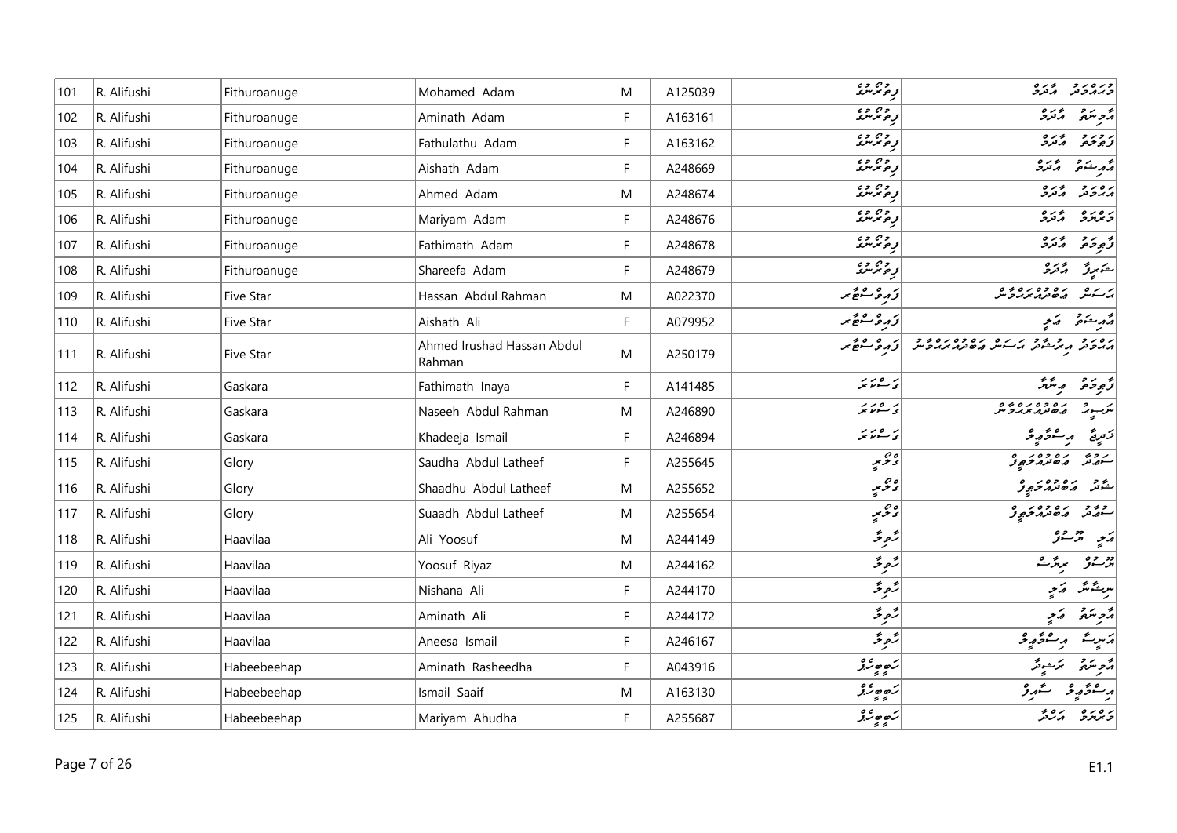| 101 | R. Alifushi | Fithuroanuge | Mohamed Adam | M | A125039 | ފިތުރޯނުގެ | މުޙައްމަދު އާދަމް |
|---|---|---|---|---|---|---|---|
| 102 | R. Alifushi | Fithuroanuge | Aminath Adam | F | A163161 | ފިތުރޯނުގެ | އާމިނަތު އާދަމް |
| 103 | R. Alifushi | Fithuroanuge | Fathulathu Adam | F | A163162 | ފިތުރޯނުގެ | ފަތުލަތު އާދަމް |
| 104 | R. Alifushi | Fithuroanuge | Aishath Adam | F | A248669 | ފިތުރޯނުގެ | އާއިޝަތު އާދަމް |
| 105 | R. Alifushi | Fithuroanuge | Ahmed Adam | M | A248674 | ފިތުރޯނުގެ | އަޙްމަދު އާދަމް |
| 106 | R. Alifushi | Fithuroanuge | Mariyam Adam | F | A248676 | ފިތުރޯނުގެ | މަރިޔަމް އާދަމް |
| 107 | R. Alifushi | Fithuroanuge | Fathimath Adam | F | A248678 | ފިތުރޯނުގެ | ފާތިމަތު އާދަމް |
| 108 | R. Alifushi | Fithuroanuge | Shareefa Adam | F | A248679 | ފިތުރޯނުގެ | ޝަރީފާ އާދަމް |
| 109 | R. Alifushi | Five Star | Hassan Abdul Rahman | M | A022370 | ފައިވް ސްޓާރ | ޙަސަން އަބްދުއްރަޙްމާން |
| 110 | R. Alifushi | Five Star | Aishath Ali | F | A079952 | ފައިވް ސްޓާރ | އާއިޝަތު އަލި |
| 111 | R. Alifushi | Five Star | Ahmed Irushad Hassan Abdul Rahman | M | A250179 | ފައިވް ސްޓާރ | އަޙްމަދު އިރުޝާދު ޙަސަން އަބްދުއްރަޙްމާން |
| 112 | R. Alifushi | Gaskara | Fathimath Inaya | F | A141485 | ގަސްކަރަ | ފާތިމަތު އިނާޔާ |
| 113 | R. Alifushi | Gaskara | Naseeh Abdul Rahman | M | A246890 | ގަސްކަރަ | ނަސީޙް އަބްދުއްރަޙްމާން |
| 114 | R. Alifushi | Gaskara | Khadeeja Ismail | F | A246894 | ގަސްކަރަ | ޚަދީޖާ އިސްމާޢީލް |
| 115 | R. Alifushi | Glory | Saudha Abdul Latheef | F | A255645 | ގްލޯރީ | ސައުދާ އަބްދުއްލަޠީފް |
| 116 | R. Alifushi | Glory | Shaadhu Abdul Latheef | M | A255652 | ގްލޯރީ | ޝާދު އަބްދުއްލަޠީފް |
| 117 | R. Alifushi | Glory | Suaadh Abdul Latheef | M | A255654 | ގްލޯރީ | ސުއާދު އަބްދުއްލަޠީފް |
| 118 | R. Alifushi | Haavilaa | Ali Yoosuf | M | A244149 | ހާވިލާ | އަލި ޔޫސުފް |
| 119 | R. Alifushi | Haavilaa | Yoosuf Riyaz | M | A244162 | ހާވިލާ | ޔޫސުފް ރިޔާޟް |
| 120 | R. Alifushi | Haavilaa | Nishana Ali | F | A244170 | ހާވިލާ | ނިޝާނާ އަލި |
| 121 | R. Alifushi | Haavilaa | Aminath Ali | F | A244172 | ހާވިލާ | އާމިނަތު އަލި |
| 122 | R. Alifushi | Haavilaa | Aneesa Ismail | F | A246167 | ހާވިލާ | އަނީސާ އިސްމާޢީލް |
| 123 | R. Alifushi | Habeebeehap | Aminath Rasheedha | F | A043916 | ހަބީބީހަޕް | އާމިނަތު ރަޝީދާ |
| 124 | R. Alifushi | Habeebeehap | Ismail Saaif | M | A163130 | ހަބީބީހަޕް | އިސްމާޢީލް ސާއިފް |
| 125 | R. Alifushi | Habeebeehap | Mariyam Ahudha | F | A255687 | ހަބީބީހަޕް | މަރިޔަމް އަހުދާ |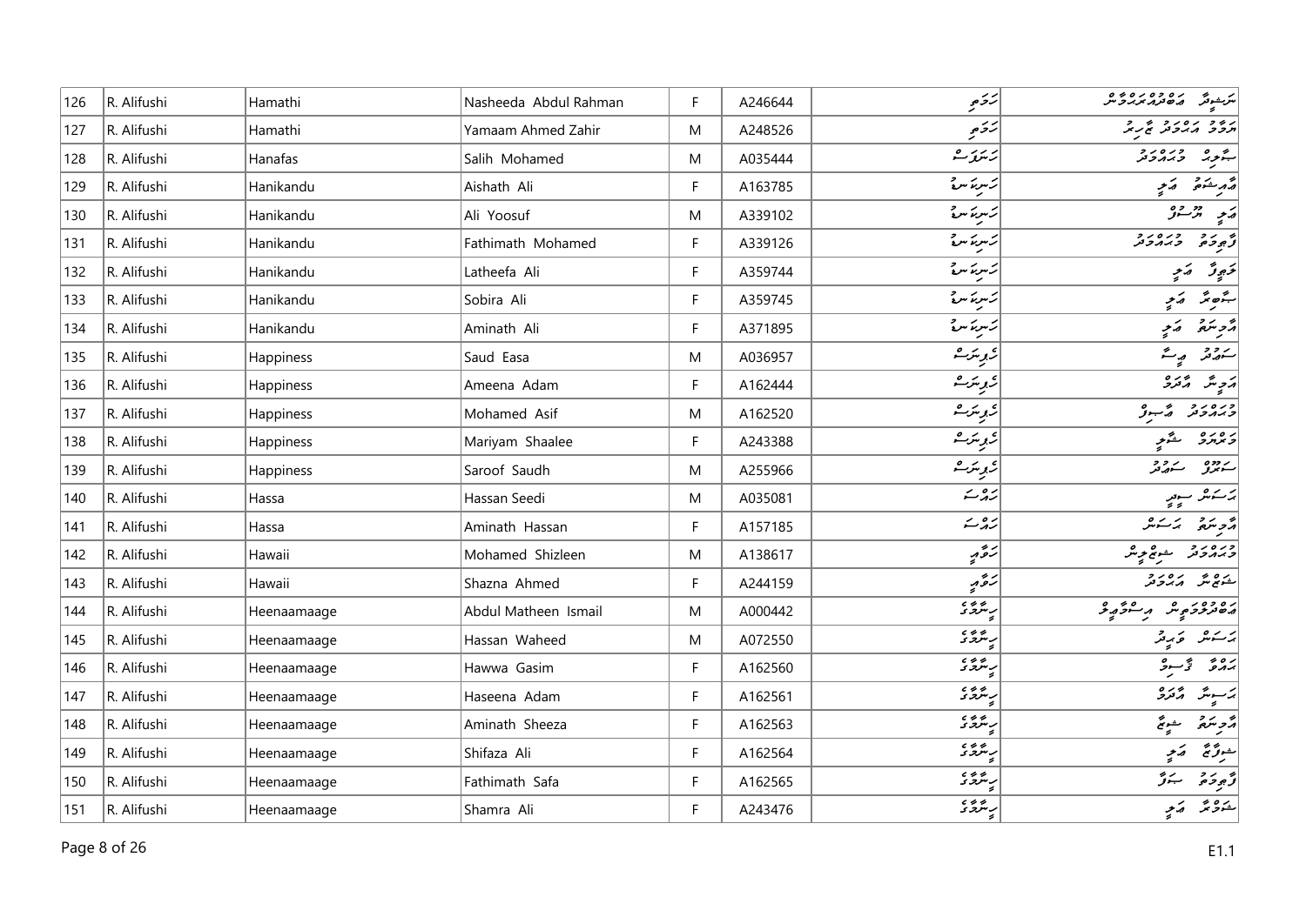| 126 | R. Alifushi | Hamathi | Nasheeda Abdul Rahman | F | A246644 | ހަމަތި | ނަޝީދާ އަބްދުއްރަޙްމާން |
|---|---|---|---|---|---|---|---|
| 127 | R. Alifushi | Hamathi | Yamaam Ahmed Zahir | M | A248526 | ހަމަތި | ޔަމާމް އަޙްމަދު ޒާހިރު |
| 128 | R. Alifushi | Hanafas | Salih Mohamed | M | A035444 | ހަނަފަސް | ޞާލިޙް މުޙައްމަދު |
| 129 | R. Alifushi | Hanikandu | Aishath Ali | F | A163785 | ހަނިކަނޑު | އާއިޝަތު އަލި |
| 130 | R. Alifushi | Hanikandu | Ali Yoosuf | M | A339102 | ހަނިކަނޑު | އަލި ޔޫސުފު |
| 131 | R. Alifushi | Hanikandu | Fathimath Mohamed | F | A339126 | ހަނިކަނޑު | ފާތިމަތު މުޙައްމަދު |
| 132 | R. Alifushi | Hanikandu | Latheefa Ali | F | A359744 | ހަނިކަނޑު | ލަޠީފާ އަލި |
| 133 | R. Alifushi | Hanikandu | Sobira Ali | F | A359745 | ހަނިކަނޑު | ޞާބިރާ އަލި |
| 134 | R. Alifushi | Hanikandu | Aminath Ali | F | A371895 | ހަނިކަނޑު | އާމިނަތު އަލި |
| 135 | R. Alifushi | Happiness | Saud Easa | M | A036957 | ހެޕިނަސް | ސަޢުދު ޢީސާ |
| 136 | R. Alifushi | Happiness | Ameena Adam | F | A162444 | ހެޕިނަސް | އަމީނާ އާދަމް |
| 137 | R. Alifushi | Happiness | Mohamed Asif | M | A162520 | ހެޕިނަސް | މުޙައްމަދު އާޞިފު |
| 138 | R. Alifushi | Happiness | Mariyam Shaalee | F | A243388 | ހެޕިނަސް | މަރިޔަމް ޝާލީ |
| 139 | R. Alifushi | Happiness | Saroof Saudh | M | A255966 | ހެޕިނަސް | ސަރޫފް ސަޢުދު |
| 140 | R. Alifushi | Hassa | Hassan Seedi | M | A035081 | ހައްސަ | ހަސަން ސީދީ |
| 141 | R. Alifushi | Hassa | Aminath Hassan | F | A157185 | ހައްސަ | އާމިނަތު ހަސަން |
| 142 | R. Alifushi | Hawaii | Mohamed Shizleen | M | A138617 | ހަވާއީ | މުޙައްމަދު ޝިޒްލީން |
| 143 | R. Alifushi | Hawaii | Shazna Ahmed | F | A244159 | ހަވާއީ | ޝަޒްނާ އަޙްމަދު |
| 144 | R. Alifushi | Heenaamaage | Abdul Matheen Ismail | M | A000442 | ހީނާމާގެ | އަބްދުލްމަތީން އިސްމާޢީލް |
| 145 | R. Alifushi | Heenaamaage | Hassan Waheed | M | A072550 | ހީނާމާގެ | ހަސަން ވަޙީދު |
| 146 | R. Alifushi | Heenaamaage | Hawwa Gasim | F | A162560 | ހީނާމާގެ | ހައްވާ ޤާސިމް |
| 147 | R. Alifushi | Heenaamaage | Haseena Adam | F | A162561 | ހީނާމާގެ | ހަސީނާ އާދަމް |
| 148 | R. Alifushi | Heenaamaage | Aminath Sheeza | F | A162563 | ހީނާމާގެ | އާމިނަތު ޝީޒާ |
| 149 | R. Alifushi | Heenaamaage | Shifaza Ali | F | A162564 | ހީނާމާގެ | ޝިފާޒާ އަލި |
| 150 | R. Alifushi | Heenaamaage | Fathimath Safa | F | A162565 | ހީނާމާގެ | ފާތިމަތު ޞަފާ |
| 151 | R. Alifushi | Heenaamaage | Shamra Ali | F | A243476 | ހީނާމާގެ | ޝަމްރާ އަލި |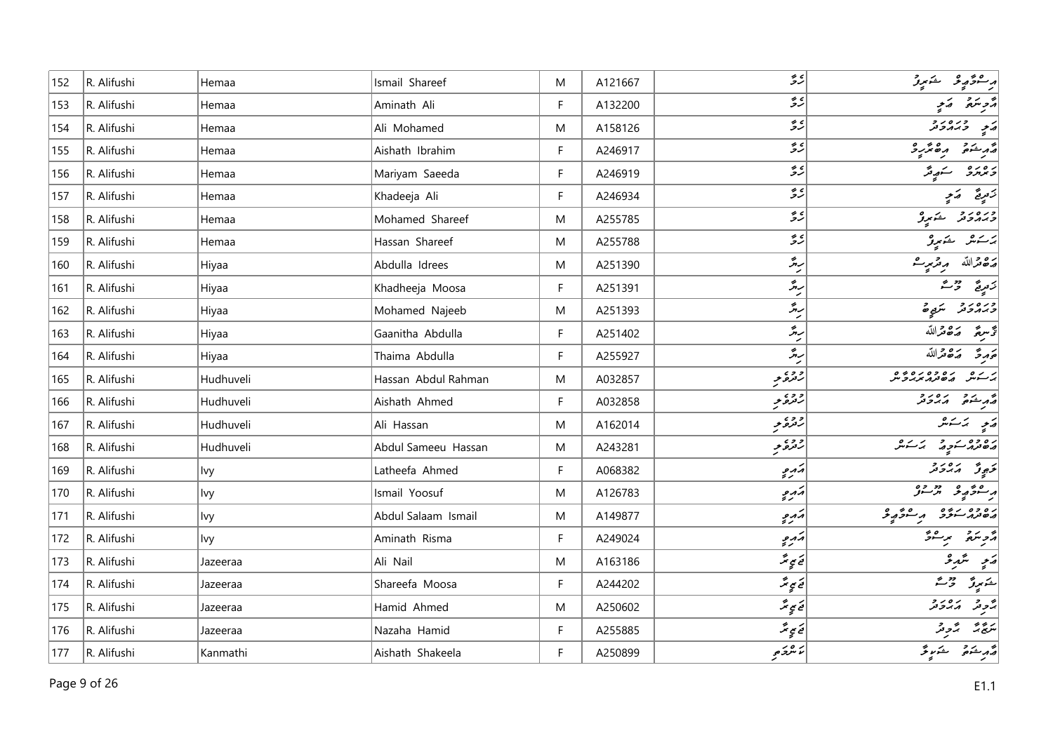| 152 | R. Alifushi | Hemaa | Ismail Shareef | M | A121667 | ހެމާ | އިސްމާޢީލް ޝަރީފް |
|---|---|---|---|---|---|---|---|
| 153 | R. Alifushi | Hemaa | Aminath Ali | F | A132200 | ހެމާ | އާމިނަތު ޢަލީ |
| 154 | R. Alifushi | Hemaa | Ali Mohamed | M | A158126 | ހެމާ | ޢަލީ މުޙައްމަދު |
| 155 | R. Alifushi | Hemaa | Aishath Ibrahim | F | A246917 | ހެމާ | ޢާއިޝަތު އިބްރާހީމް |
| 156 | R. Alifushi | Hemaa | Mariyam Saeeda | F | A246919 | ހެމާ | މަރްޔަމް ސައީދާ |
| 157 | R. Alifushi | Hemaa | Khadeeja Ali | F | A246934 | ހެމާ | ޚަދީޖާ ޢަލީ |
| 158 | R. Alifushi | Hemaa | Mohamed Shareef | M | A255785 | ހެމާ | މުޙައްމަދު ޝަރީފް |
| 159 | R. Alifushi | Hemaa | Hassan Shareef | M | A255788 | ހެމާ | ޙަސަން ޝަރީފް |
| 160 | R. Alifushi | Hiyaa | Abdulla Idrees | M | A251390 | ހިޔާ | ޢަބްދުﷲ އިދުރީސް |
| 161 | R. Alifushi | Hiyaa | Khadheeja Moosa | F | A251391 | ހިޔާ | ޚަދީޖާ މޫސާ |
| 162 | R. Alifushi | Hiyaa | Mohamed Najeeb | M | A251393 | ހިޔާ | މުޙައްމަދު ނަޖީބު |
| 163 | R. Alifushi | Hiyaa | Gaanitha Abdulla | F | A251402 | ހިޔާ | ގާނިތާ ޢަބްދުﷲ |
| 164 | R. Alifushi | Hiyaa | Thaima Abdulla | F | A255927 | ހިޔާ | ތައިމާ ޢަބްދުﷲ |
| 165 | R. Alifushi | Hudhuveli | Hassan Abdul Rahman | M | A032857 | ހުދުވެލި | ޙަސަން ޢަބްދުއްރަޙްމާން |
| 166 | R. Alifushi | Hudhuveli | Aishath Ahmed | F | A032858 | ހުދުވެލި | ޢާއިޝަތު އަޙްމަދު |
| 167 | R. Alifushi | Hudhuveli | Ali Hassan | M | A162014 | ހުދުވެލި | ޢަލީ ޙަސަން |
| 168 | R. Alifushi | Hudhuveli | Abdul Sameeu Hassan | M | A243281 | ހުދުވެލި | ޢަބްދުއްސަމީޢު ޙަސަން |
| 169 | R. Alifushi | Ivy | Latheefa Ahmed | F | A068382 | އައިވީ | ލަތީފާ އަޙްމަދު |
| 170 | R. Alifushi | Ivy | Ismail Yoosuf | M | A126783 | އައިވީ | އިސްމާޢީލް ޔޫސުފް |
| 171 | R. Alifushi | Ivy | Abdul Salaam Ismail | M | A149877 | އައިވީ | ޢަބްދުއްސަލާމް އިސްމާޢީލް |
| 172 | R. Alifushi | Ivy | Aminath Risma | F | A249024 | އައިވީ | އާމިނަތު ރިސްމާ |
| 173 | R. Alifushi | Jazeeraa | Ali Nail | M | A163186 | ޖަޒީރާ | ޢަލީ ނާއިލް |
| 174 | R. Alifushi | Jazeeraa | Shareefa Moosa | F | A244202 | ޖަޒީރާ | ޝަރީފާ މޫސާ |
| 175 | R. Alifushi | Jazeeraa | Hamid Ahmed | M | A250602 | ޖަޒީރާ | ޙާމިދު އަޙްމަދު |
| 176 | R. Alifushi | Jazeeraa | Nazaha Hamid | F | A255885 | ޖަޒީރާ | ނަޒާހާ ޙާމިދު |
| 177 | R. Alifushi | Kanmathi | Aishath Shakeela | F | A250899 | ކަންމަތި | ޢާއިޝަތު ޝަކީލާ |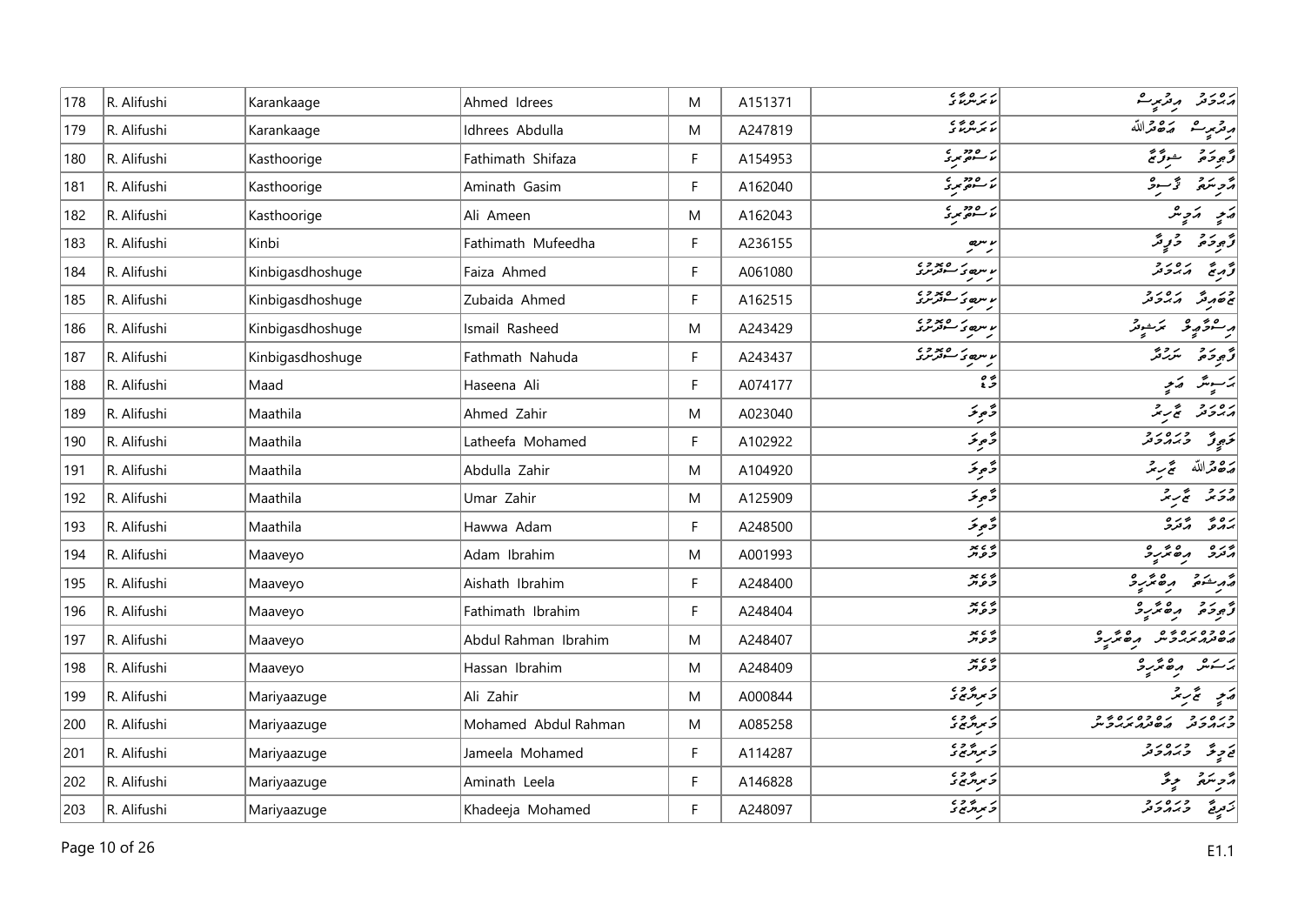| 178 | R. Alifushi | Karankaage | Ahmed Idrees | M | A151371 | ކަރަންކާގެ | އަޙްމަދު އިދުރީސް |
|---|---|---|---|---|---|---|---|
| 179 | R. Alifushi | Karankaage | Idhrees Abdulla | M | A247819 | ކަރަންކާގެ | އިދުރީސް އަބްދުﷲ |
| 180 | R. Alifushi | Kasthoorige | Fathimath Shifaza | F | A154953 | ކަސްތޫރިގެ | ފާތިމަތު ޝިފާޒާ |
| 181 | R. Alifushi | Kasthoorige | Aminath Gasim | F | A162040 | ކަސްތޫރިގެ | އާމިނަތު ގާސިމް |
| 182 | R. Alifushi | Kasthoorige | Ali Ameen | M | A162043 | ކަސްތޫރިގެ | އަލި އަމީން |
| 183 | R. Alifushi | Kinbi | Fathimath Mufeedha | F | A236155 | ކިނބި | ފާތިމަތު މުފީދާ |
| 184 | R. Alifushi | Kinbigasdhoshuge | Faiza Ahmed | F | A061080 | ކިނބިގަސްދޮށުގެ | ފާއިޒާ އަޙްމަދު |
| 185 | R. Alifushi | Kinbigasdhoshuge | Zubaida Ahmed | F | A162515 | ކިނބިގަސްދޮށުގެ | ޒުބައިދާ އަޙްމަދު |
| 186 | R. Alifushi | Kinbigasdhoshuge | Ismail Rasheed | M | A243429 | ކިނބިގަސްދޮށުގެ | އިސްމާއީލް ރަޝީދު |
| 187 | R. Alifushi | Kinbigasdhoshuge | Fathmath Nahuda | F | A243437 | ކިނބިގަސްދޮށުގެ | ފާތިމަތު ނަހުދާ |
| 188 | R. Alifushi | Maad | Haseena Ali | F | A074177 | މާދު | ހަސީނާ އަލި |
| 189 | R. Alifushi | Maathila | Ahmed Zahir | M | A023040 | މާތިލަ | އަޙްމަދު ޒާހިރު |
| 190 | R. Alifushi | Maathila | Latheefa Mohamed | F | A102922 | މާތިލަ | ލަޠީފާ މުޙައްމަދު |
| 191 | R. Alifushi | Maathila | Abdulla Zahir | M | A104920 | މާތިލަ | އަބްދުﷲ ޒާހިރު |
| 192 | R. Alifushi | Maathila | Umar Zahir | M | A125909 | މާތިލަ | ޢުމަރު ޒާހިރު |
| 193 | R. Alifushi | Maathila | Hawwa Adam | F | A248500 | މާތިލަ | ހައްވާ އާދަމް |
| 194 | R. Alifushi | Maaveyo | Adam Ibrahim | M | A001993 | މާވެޔޮ | އާދަމް އިބްރާހީމް |
| 195 | R. Alifushi | Maaveyo | Aishath Ibrahim | F | A248400 | މާވެޔޮ | އާއިޝަތު އިބްރާހީމް |
| 196 | R. Alifushi | Maaveyo | Fathimath Ibrahim | F | A248404 | މާވެޔޮ | ފާތިމަތު އިބްރާހީމް |
| 197 | R. Alifushi | Maaveyo | Abdul Rahman Ibrahim | M | A248407 | މާވެޔޮ | އަބްދުއްރަޙްމާން އިބްރާހީމް |
| 198 | R. Alifushi | Maaveyo | Hassan Ibrahim | M | A248409 | މާވެޔޮ | ހަސަން އިބްރާހީމް |
| 199 | R. Alifushi | Mariyaazuge | Ali Zahir | M | A000844 | މަރިޔާޒުގެ | އަލި ޒާހިރު |
| 200 | R. Alifushi | Mariyaazuge | Mohamed Abdul Rahman | M | A085258 | މަރިޔާޒުގެ | މުޙައްމަދު އަބްދުއްރަޙްމާން |
| 201 | R. Alifushi | Mariyaazuge | Jameela Mohamed | F | A114287 | މަރިޔާޒުގެ | ޖަމީލާ މުޙައްމަދު |
| 202 | R. Alifushi | Mariyaazuge | Aminath Leela | F | A146828 | މަރިޔާޒުގެ | އާމިނަތު ލީލާ |
| 203 | R. Alifushi | Mariyaazuge | Khadeeja Mohamed | F | A248097 | މަރިޔާޒުގެ | ޚަދީޖާ މުޙައްމަދު |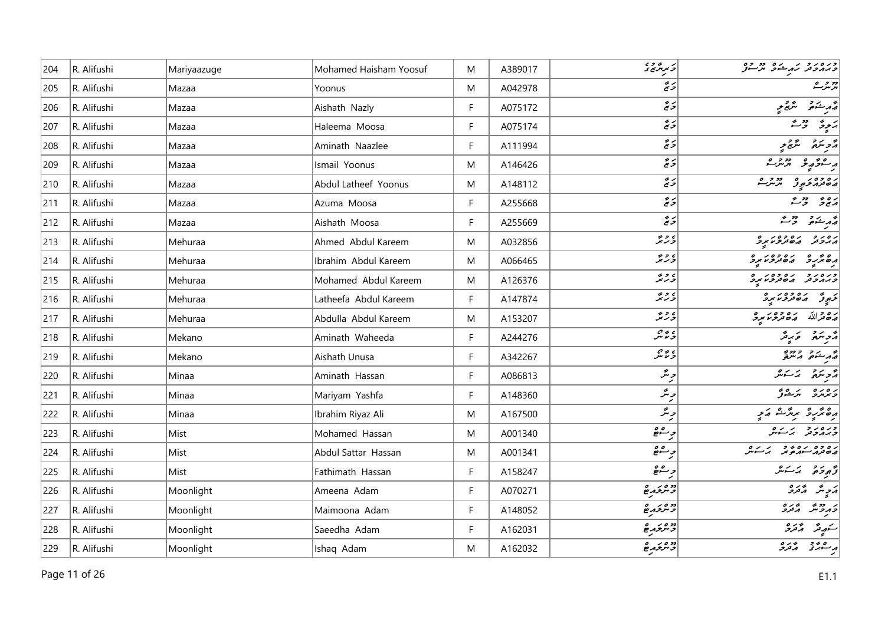| 204 | R. Alifushi | Mariyaazuge | Mohamed Haisham Yoosuf | M | A389017 | ک برگرمی ی | ورەرو كەرشكى ترجو |
|---|---|---|---|---|---|---|---|
| 205 | R. Alifushi | Mazaa | Yoonus | M | A042978 | کریج | ترىنرىشە |
| 206 | R. Alifushi | Mazaa | Aishath Nazly | F | A075172 | کریج | ۇرىشكى ئىرىمۇ |
| 207 | R. Alifushi | Mazaa | Haleema Moosa | F | A075174 | کریج | ترىچى ئۇرىش |
| 208 | R. Alifushi | Mazaa | Aminath Naazlee | F | A111994 | کریج | ئەرىكى ئىرىمۇ |
| 209 | R. Alifushi | Mazaa | Ismail Yoonus | M | A146426 | کریج | مەسئىۋىرى ترىنرىشە |
| 210 | R. Alifushi | Mazaa | Abdul Latheef Yoonus | M | A148112 | کریج | رەدورىمپو ترىنرىشە |
| 211 | R. Alifushi | Mazaa | Azuma Moosa | F | A255668 | کریج | ئەرىمى ئۇرىش |
| 212 | R. Alifushi | Mazaa | Aishath Moosa | F | A255669 | کریج | ۇرىشكى ئۇرىش |
| 213 | R. Alifushi | Mehuraa | Ahmed Abdul Kareem | M | A032856 | ی ژیژ | ەرەرو رەدوەرىرو |
| 214 | R. Alifushi | Mehuraa | Ibrahim Abdul Kareem | M | A066465 | ی ژیژ | مەھەرىرى رەدوەرىرو |
| 215 | R. Alifushi | Mehuraa | Mohamed Abdul Kareem | M | A126376 | ی ژیژ | ورەرو رەدوەرىرو |
| 216 | R. Alifushi | Mehuraa | Latheefa Abdul Kareem | F | A147874 | ی ژیژ | ئىپوۇ رەدوەرىرو |
| 217 | R. Alifushi | Mehuraa | Abdulla Abdul Kareem | M | A153207 | ی ژیژ | رەقراللە رەدوەرىرو |
| 218 | R. Alifushi | Mekano | Aminath Waheeda | F | A244276 | ی ئاش | ئەرىكى ئەبرىگر |
| 219 | R. Alifushi | Mekano | Aishath Unusa | F | A342267 | ی ئاش | ۇرىشكى رىشىمۇ |
| 220 | R. Alifushi | Minaa | Aminath Hassan | F | A086813 | ویگر | ئەرىكى ئرىسكىش |
| 221 | R. Alifushi | Minaa | Mariyam Yashfa | F | A148360 | ویگر | رەرە ترىشۇ |
| 222 | R. Alifushi | Minaa | Ibrahim Riyaz Ali | M | A167500 | ویگر | مەھەرىرى برىرى كەمچ |
| 223 | R. Alifushi | Mist | Mohamed Hassan | M | A001340 | ویسقع | ورەرو ئرىسكىش |
| 224 | R. Alifushi | Mist | Abdul Sattar Hassan | M | A001341 | ویسقع | رەدوە سەمۇ ئرىسكىش |
| 225 | R. Alifushi | Mist | Fathimath Hassan | F | A158247 | ویسقع | ۇجوڭى ئرىسكىش |
| 226 | R. Alifushi | Moonlight | Ameena Adam | F | A070271 | ووەرى | ئەچىگر ئەترى |
| 227 | R. Alifushi | Moonlight | Maimoona Adam | F | A148052 | ووەرى | ئەرىرىش ئەترى |
| 228 | R. Alifushi | Moonlight | Saeedha Adam | F | A162031 | ووەرى | ئىھىر ئەترى |
| 229 | R. Alifushi | Moonlight | Ishaq Adam | M | A162032 | ووەرى | مەسكرى ئەترى |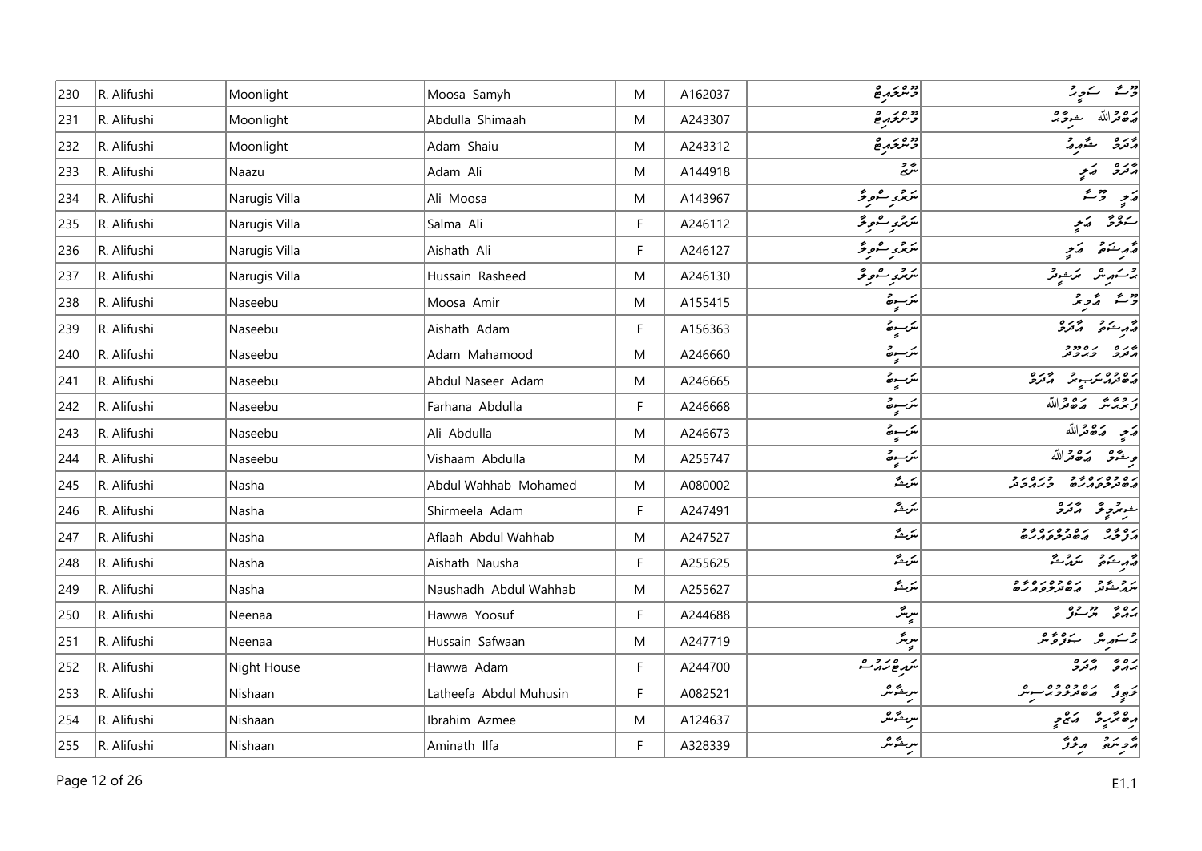| 230 | R. Alifushi | Moonlight | Moosa Samyh | M | A162037 | މޫންލައިޓް | މޫސާ ސަމީހު |
|---|---|---|---|---|---|---|---|
| 231 | R. Alifushi | Moonlight | Abdulla Shimaah | M | A243307 | މޫންލައިޓް | އަބްދުﷲ ޝިމާހު |
| 232 | R. Alifushi | Moonlight | Adam Shaiu | M | A243312 | މޫންލައިޓް | އާދަމް ޝާއިޢު |
| 233 | R. Alifushi | Naazu | Adam Ali | M | A144918 | ނާޒު | އާދަމް އަލި |
| 234 | R. Alifushi | Narugis Villa | Ali Moosa | M | A143967 | ނަރުގިސްވިލާ | އަލި މޫސާ |
| 235 | R. Alifushi | Narugis Villa | Salma Ali | F | A246112 | ނަރުގިސްވިލާ | ސަލްމާ އަލި |
| 236 | R. Alifushi | Narugis Villa | Aishath Ali | F | A246127 | ނަރުގިސްވިލާ | އާއިޝަތު އަލި |
| 237 | R. Alifushi | Narugis Villa | Hussain Rasheed | M | A246130 | ނަރުގިސްވިލާ | ހުސައިން ރަޝީދު |
| 238 | R. Alifushi | Naseebu | Moosa Amir | M | A155415 | ނަސީބު | މޫސާ އާމިރު |
| 239 | R. Alifushi | Naseebu | Aishath Adam | F | A156363 | ނަސީބު | އާއިޝަތު އާދަމް |
| 240 | R. Alifushi | Naseebu | Adam Mahamood | M | A246660 | ނަސީބު | އާދަމް މަޙްމޫދު |
| 241 | R. Alifushi | Naseebu | Abdul Naseer Adam | M | A246665 | ނަސީބު | އަބްދުލްނަސީރު އާދަމް |
| 242 | R. Alifushi | Naseebu | Farhana Abdulla | F | A246668 | ނަސީބު | ފަރުހާނާ އަބްދުﷲ |
| 243 | R. Alifushi | Naseebu | Ali Abdulla | M | A246673 | ނަސީބު | އަލި އަބްދުﷲ |
| 244 | R. Alifushi | Naseebu | Vishaam Abdulla | M | A255747 | ނަސީބު | ވިޝާމް އަބްދުﷲ |
| 245 | R. Alifushi | Nasha | Abdul Wahhab Mohamed | M | A080002 | ނަޝާ | އަބްދުލްވައްހާބު މުޙައްމަދު |
| 246 | R. Alifushi | Nasha | Shirmeela Adam | F | A247491 | ނަޝާ | ޝިރުމީލާ އާދަމް |
| 247 | R. Alifushi | Nasha | Aflaah Abdul Wahhab | M | A247527 | ނަޝާ | އަފްލާހު އަބްދުލްވައްހާބު |
| 248 | R. Alifushi | Nasha | Aishath Nausha | F | A255625 | ނަޝާ | އާއިޝަތު ނައުޝާ |
| 249 | R. Alifushi | Nasha | Naushadh Abdul Wahhab | M | A255627 | ނަޝާ | ނައުޝާދު އަބްދުލްވައްހާބު |
| 250 | R. Alifushi | Neenaa | Hawwa Yoosuf | F | A244688 | ނީނާ | ހައްވާ ޔޫސުފު |
| 251 | R. Alifushi | Neenaa | Hussain Safwaan | M | A247719 | ނީނާ | ހުސައިން ސަފްވާން |
| 252 | R. Alifushi | Night House | Hawwa Adam | F | A244700 | ނައިޓްހައުސް | ހައްވާ އާދަމް |
| 253 | R. Alifushi | Nishaan | Latheefa Abdul Muhusin | F | A082521 | ނިޝާން | ލަތީފާ އަބްދުލްމުހުސިން |
| 254 | R. Alifushi | Nishaan | Ibrahim Azmee | M | A124637 | ނިޝާން | އިބްރާހިމް އަޒްމީ |
| 255 | R. Alifushi | Nishaan | Aminath Ilfa | F | A328339 | ނިޝާން | އާމިނަތު އިލްފާ |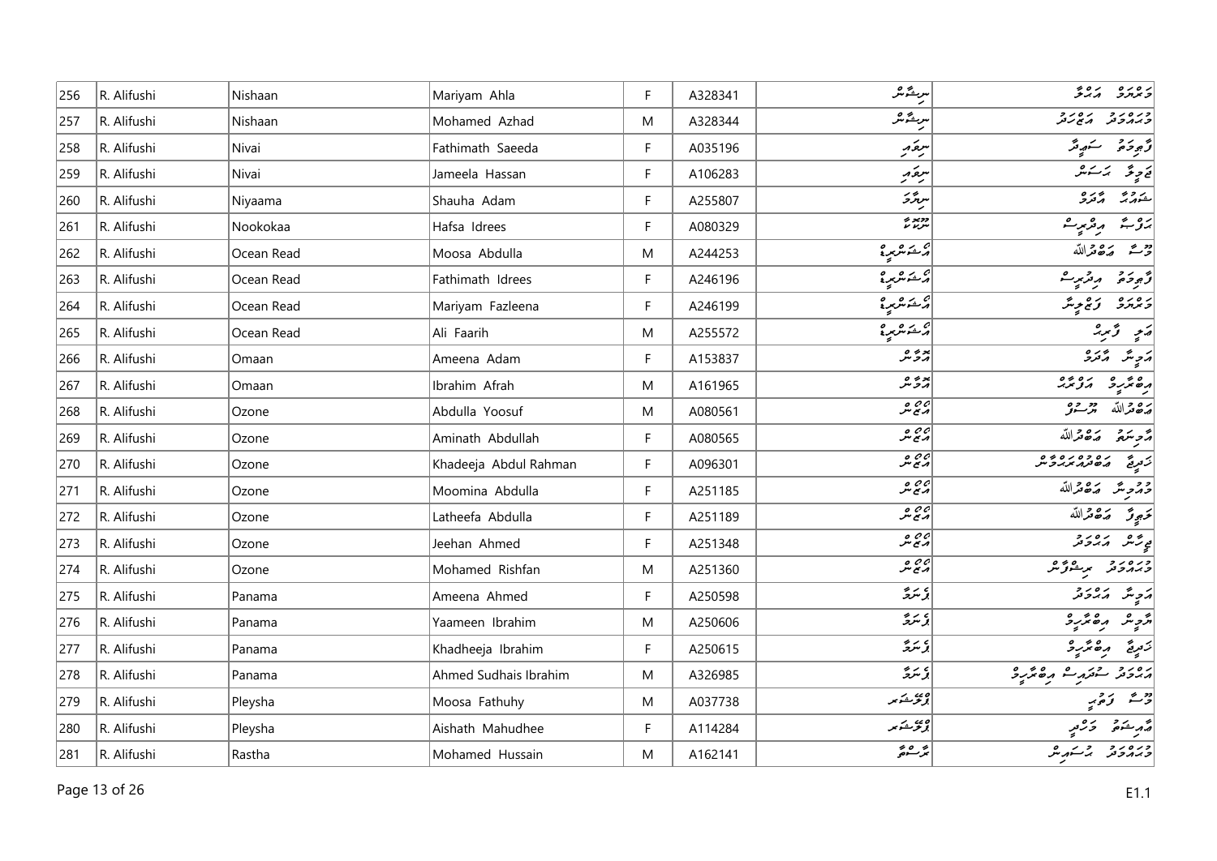| 256 | R. Alifushi | Nishaan | Mariyam Ahla | F | A328341 | سِرِشَانْ | މަރިޔަމް އަހްލާ |
|---|---|---|---|---|---|---|---|
| 257 | R. Alifushi | Nishaan | Mohamed Azhad | M | A328344 | ނިޝާން | މުޙައްމަދު އަޒްހަދު |
| 258 | R. Alifushi | Nivai | Fathimath Saeeda | F | A035196 | ނިވައި | ފާތިމަތު ސަޢީދާ |
| 259 | R. Alifushi | Nivai | Jameela Hassan | F | A106283 | ނިވައި | ޖަމީލާ ޙަސަން |
| 260 | R. Alifushi | Niyaama | Shauha Adam | F | A255807 | ނިޔާމަ | ޝައުހާ އާދަމް |
| 261 | R. Alifushi | Nookokaa | Hafsa Idrees | F | A080329 | ނޫކޮކާ | ހަފްޞާ އިދްރީސް |
| 262 | R. Alifushi | Ocean Read | Moosa Abdulla | M | A244253 | އޯޝަންރީޑް | މޫސާ އަބްދުﷲ |
| 263 | R. Alifushi | Ocean Read | Fathimath Idrees | F | A246196 | އޯޝަންރީޑް | ފާތިމަތު އިދްރީސް |
| 264 | R. Alifushi | Ocean Read | Mariyam Fazleena | F | A246199 | އޯޝަންރީޑް | މަރިޔަމް ފަޟްލީނާ |
| 265 | R. Alifushi | Ocean Read | Ali Faarih | M | A255572 | އޯޝަންރީޑް | އަލީ ފާރިހު |
| 266 | R. Alifushi | Omaan | Ameena Adam | F | A153837 | އޮމާން | އަމީނާ އާދަމް |
| 267 | R. Alifushi | Omaan | Ibrahim Afrah | M | A161965 | އޮމާން | އިބްރާހީމް އަފްރާހް |
| 268 | R. Alifushi | Ozone | Abdulla Yoosuf | M | A080561 | އޯޒޯން | އަބްދުﷲ ޔޫސުފް |
| 269 | R. Alifushi | Ozone | Aminath Abdullah | F | A080565 | އޯޒޯން | އާމިނަތު އަބްދުﷲ |
| 270 | R. Alifushi | Ozone | Khadeeja Abdul Rahman | F | A096301 | އޯޒޯން | ޚަދީޖާ އަބްދުއްރަޙްމާން |
| 271 | R. Alifushi | Ozone | Moomina Abdulla | F | A251185 | އޯޒޯން | މޫމިނާ އަބްދުﷲ |
| 272 | R. Alifushi | Ozone | Latheefa Abdulla | F | A251189 | އޯޒޯން | ލަޠީފާ އަބްދުﷲ |
| 273 | R. Alifushi | Ozone | Jeehan Ahmed | F | A251348 | އޯޒޯން | ޖީހާން އަޙްމަދު |
| 274 | R. Alifushi | Ozone | Mohamed Rishfan | M | A251360 | އޯޒޯން | މުޙައްމަދު ރިޝްފާން |
| 275 | R. Alifushi | Panama | Ameena Ahmed | F | A250598 | ޕެނަމާ | އަމީނާ އަޙްމަދު |
| 276 | R. Alifushi | Panama | Yaameen Ibrahim | M | A250606 | ޕެނަމާ | ޔާމީން އިބްރާހީމް |
| 277 | R. Alifushi | Panama | Khadheeja Ibrahim | F | A250615 | ޕެނަމާ | ޚަދީޖާ އިބްރާހީމް |
| 278 | R. Alifushi | Panama | Ahmed Sudhais Ibrahim | M | A326985 | ޕެނަމާ | އަޙްމަދު ސުދައިސް އިބްރާހީމް |
| 279 | R. Alifushi | Pleysha | Moosa Fathuhy | M | A037738 | ޕްލޭޝަރ | މޫސާ ފަތުހީ |
| 280 | R. Alifushi | Pleysha | Aishath Mahudhee | F | A114284 | ޕްލޭޝަރ | އައިޝަތު މަހުދީ |
| 281 | R. Alifushi | Rastha | Mohamed Hussain | M | A162141 | ރަސްތާ | މުޙައްމަދު ޙުސައިން |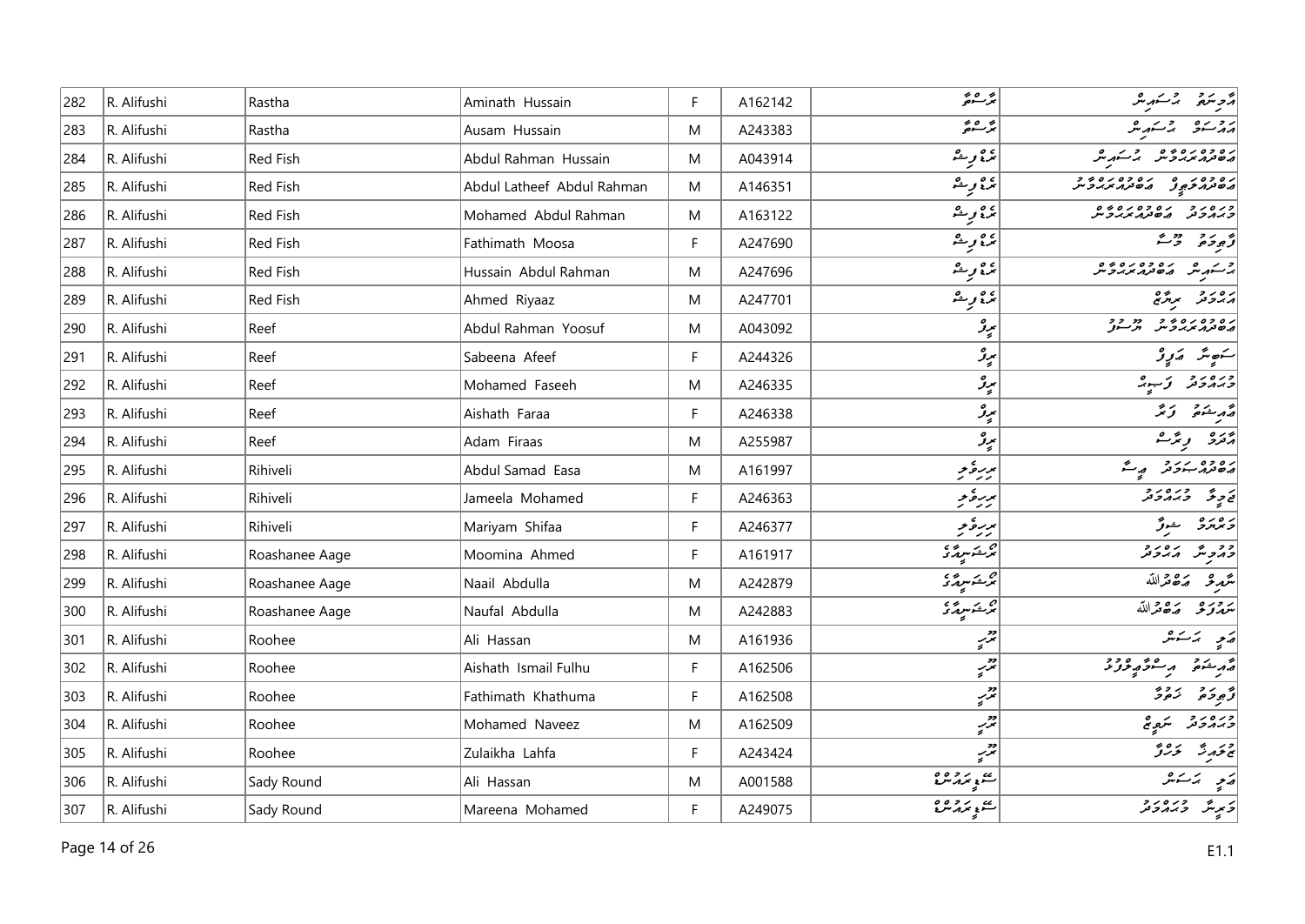| 282 | R. Alifushi | Rastha | Aminath Hussain | F | A162142 | ރާސްތާ | އާމިނަތު ހުސައިން |
|---|---|---|---|---|---|---|---|
| 283 | R. Alifushi | Rastha | Ausam Hussain | M | A243383 | ރާސްތާ | އައުސަމް ހުސައިން |
| 284 | R. Alifushi | Red Fish | Abdul Rahman Hussain | M | A043914 | ރެޑްފިޝް | އަބްދުއްރަޙްމާން ހުސައިން |
| 285 | R. Alifushi | Red Fish | Abdul Latheef Abdul Rahman | M | A146351 | ރެޑްފިޝް | އަބްދުއްލަޠީފް އަބްދުއްރަޙްމާން |
| 286 | R. Alifushi | Red Fish | Mohamed Abdul Rahman | M | A163122 | ރެޑްފިޝް | މުޙައްމަދު އަބްދުއްރަޙްމާން |
| 287 | R. Alifushi | Red Fish | Fathimath Moosa | F | A247690 | ރެޑްފިޝް | ފާތިމަތު މޫސާ |
| 288 | R. Alifushi | Red Fish | Hussain Abdul Rahman | M | A247696 | ރެޑްފިޝް | ހުސައިން އަބްދުއްރަޙްމާން |
| 289 | R. Alifushi | Red Fish | Ahmed Riyaaz | M | A247701 | ރެޑްފިޝް | އަޙްމަދު ރިޔާޒް |
| 290 | R. Alifushi | Reef | Abdul Rahman Yoosuf | M | A043092 | ރީފް | އަބްދުއްރަޙްމާން ޔޫސުފް |
| 291 | R. Alifushi | Reef | Sabeena Afeef | F | A244326 | ރީފް | ސަބީނާ އަފީފް |
| 292 | R. Alifushi | Reef | Mohamed Faseeh | M | A246335 | ރީފް | މުޙައްމަދު ފަސީޙް |
| 293 | R. Alifushi | Reef | Aishath Faraa | F | A246338 | ރީފް | އާއިޝަތު ފަރާ |
| 294 | R. Alifushi | Reef | Adam Firaas | M | A255987 | ރީފް | އާދަމް ފިރާސް |
| 295 | R. Alifushi | Rihiveli | Abdul Samad Easa | M | A161997 | ރިހިވެލި | އަބްދުއްސަމަދު ޢީސާ |
| 296 | R. Alifushi | Rihiveli | Jameela Mohamed | F | A246363 | ރިހިވެލި | ޖަމީލާ މުޙައްމަދު |
| 297 | R. Alifushi | Rihiveli | Mariyam Shifaa | F | A246377 | ރިހިވެލި | މަރިޔަމް ޝިފާ |
| 298 | R. Alifushi | Roashanee Aage | Moomina Ahmed | F | A161917 | ރޯޝަނީއާގެ | މޫމިނާ އަޙްމަދު |
| 299 | R. Alifushi | Roashanee Aage | Naail Abdulla | M | A242879 | ރޯޝަނީއާގެ | ނާއިލް އަބްދުﷲ |
| 300 | R. Alifushi | Roashanee Aage | Naufal Abdulla | M | A242883 | ރޯޝަނީއާގެ | ނައުފަލް އަބްދުﷲ |
| 301 | R. Alifushi | Roohee | Ali Hassan | M | A161936 | ރޫހީ | އަލި ހަސަން |
| 302 | R. Alifushi | Roohee | Aishath Ismail Fulhu | F | A162506 | ރޫހީ | އާއިޝަތު އިސްމާއީލްފުޅު |
| 303 | R. Alifushi | Roohee | Fathimath Khathuma | F | A162508 | ރޫހީ | ފާތިމަތު ޚަތުމާ |
| 304 | R. Alifushi | Roohee | Mohamed Naveez | M | A162509 | ރޫހީ | މުޙައްމަދު ނަވީޒް |
| 305 | R. Alifushi | Roohee | Zulaikha Lahfa | F | A243424 | ރޫހީ | ޒުލައިޚާ ލަހްފާ |
| 306 | R. Alifushi | Sady Round | Ali Hassan | M | A001588 | ސޭޑީރައުންޑް | އަލި ހަސަން |
| 307 | R. Alifushi | Sady Round | Mareena Mohamed | F | A249075 | ސޭޑީރައުންޑް | މަރީނާ މުޙައްމަދު |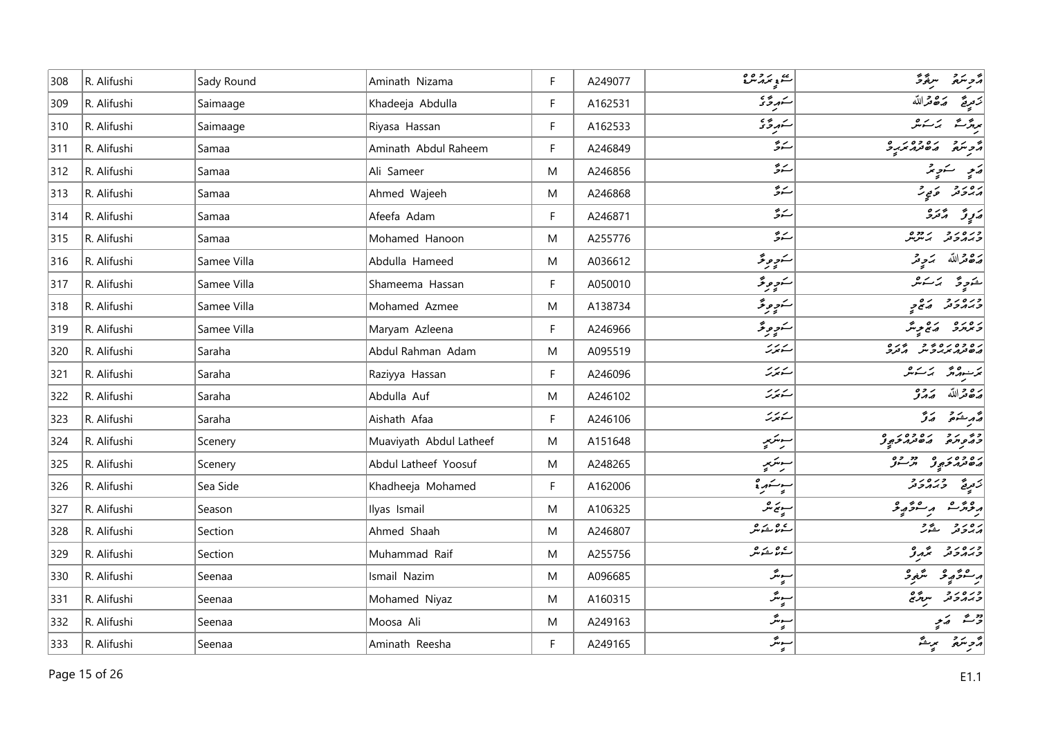| 308 | R. Alifushi | Sady Round | Aminath Nizama | F | A249077 | سޭޑީ ރައުންޑް | އާމިނަތު ނިޒާމާ |
|---|---|---|---|---|---|---|---|
| 309 | R. Alifushi | Saimaage | Khadeeja Abdulla | F | A162531 | ސައިމާގެ | ޚަދީޖާ އަބްދުﷲ |
| 310 | R. Alifushi | Saimaage | Riyasa Hassan | F | A162533 | ސައިމާގެ | ރިޔާސާ ހަސަން |
| 311 | R. Alifushi | Samaa | Aminath Abdul Raheem | F | A246849 | ސަމާ | އާމިނަތު އަބްދުއްރަޙީމް |
| 312 | R. Alifushi | Samaa | Ali Sameer | M | A246856 | ސަމާ | އަލި ސަމީރު |
| 313 | R. Alifushi | Samaa | Ahmed Wajeeh | M | A246868 | ސަމާ | އަޙްމަދު ވަޖީހު |
| 314 | R. Alifushi | Samaa | Afeefa Adam | F | A246871 | ސަމާ | އަފީފާ އާދަމް |
| 315 | R. Alifushi | Samaa | Mohamed Hanoon | M | A255776 | ސަމާ | މުޙައްމަދު ހަނޫން |
| 316 | R. Alifushi | Samee Villa | Abdulla Hameed | M | A036612 | ސަމީވިލާ | އަބްދުﷲ ހަމީދު |
| 317 | R. Alifushi | Samee Villa | Shameema Hassan | F | A050010 | ސަމީވިލާ | ޝަމީމާ ހަސަން |
| 318 | R. Alifushi | Samee Villa | Mohamed Azmee | M | A138734 | ސަމީވިލާ | މުޙައްމަދު އަޒްމީ |
| 319 | R. Alifushi | Samee Villa | Maryam Azleena | F | A246966 | ސަމީވިލާ | މަރްޔަމް އަޒްލީނާ |
| 320 | R. Alifushi | Saraha | Abdul Rahman Adam | M | A095519 | ސަރަހަ | އަބްދުއްރަޙްމާން އާދަމް |
| 321 | R. Alifushi | Saraha | Raziyya Hassan | F | A246096 | ސަރަހަ | ރަޒިއްޔާ ހަސަން |
| 322 | R. Alifushi | Saraha | Abdulla Auf | M | A246102 | ސަރަހަ | އަބްދުﷲ އައުފް |
| 323 | R. Alifushi | Saraha | Aishath Afaa | F | A246106 | ސަރަހަ | އާއިޝަތު އަފާ |
| 324 | R. Alifushi | Scenery | Muaviyath Abdul Latheef | M | A151648 | ސީނަރީ | މުއާވިޔަތު އަބްދުއްލަޠީފް |
| 325 | R. Alifushi | Scenery | Abdul Latheef Yoosuf | M | A248265 | ސީނަރީ | އަބްދުއްލަޠީފް ޔޫސުފް |
| 326 | R. Alifushi | Sea Side | Khadheeja Mohamed | F | A162006 | ސީސައިޑް | ޚަދީޖާ މުޙައްމަދު |
| 327 | R. Alifushi | Season | Ilyas Ismail | M | A106325 | ސީޒަން | އިލްޔާސް އިސްމާޢީލް |
| 328 | R. Alifushi | Section | Ahmed Shaah | M | A246807 | ސެކްޝަން | އަޙްމަދު ޝާހް |
| 329 | R. Alifushi | Section | Muhammad Raif | M | A255756 | ސެކްޝަން | މުޙައްމަދު ރާއިފް |
| 330 | R. Alifushi | Seenaa | Ismail Nazim | M | A096685 | ސީނާ | އިސްމާޢީލް ނާޡިމް |
| 331 | R. Alifushi | Seenaa | Mohamed Niyaz | M | A160315 | ސީނާ | މުޙައްމަދު ނިޔާޒް |
| 332 | R. Alifushi | Seenaa | Moosa Ali | M | A249163 | ސީނާ | މޫސާ އަލި |
| 333 | R. Alifushi | Seenaa | Aminath Reesha | F | A249165 | ސީނާ | އާމިނަތު ރީޝާ |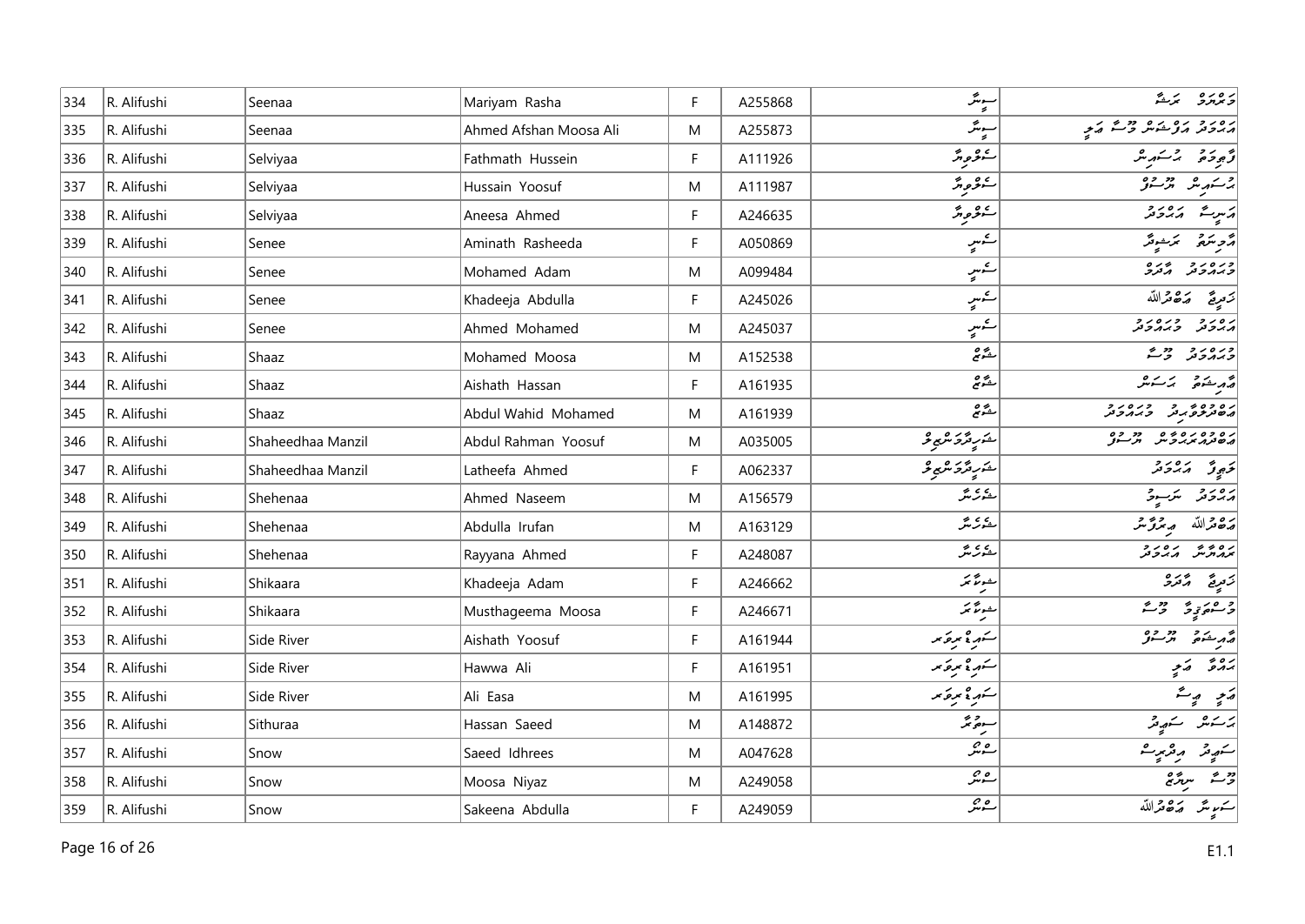| 334 | R. Alifushi | Seenaa | Mariyam Rasha | F | A255868 | سىِىنާ | މަރިޔަމް ރަޝާ |
|---|---|---|---|---|---|---|---|
| 335 | R. Alifushi | Seenaa | Ahmed Afshan Moosa Ali | M | A255873 | سىِىنާ | އަޙްމަދު އަފްޝަން މޫސާ އަލި |
| 336 | R. Alifushi | Selviyaa | Fathmath Hussein | F | A111926 | ސެލްވިޔާ | ފާތިމަތު ޙުސައިން |
| 337 | R. Alifushi | Selviyaa | Hussain Yoosuf | M | A111987 | ސެލްވިޔާ | ޙުސައިން ޔޫސުފް |
| 338 | R. Alifushi | Selviyaa | Aneesa Ahmed | F | A246635 | ސެލްވިޔާ | އަނީސާ އަޙްމަދު |
| 339 | R. Alifushi | Senee | Aminath Rasheeda | F | A050869 | ސެނީ | އާމިނަތު ރަޝީދާ |
| 340 | R. Alifushi | Senee | Mohamed Adam | M | A099484 | ސެނީ | މުޙައްމަދު އާދަމް |
| 341 | R. Alifushi | Senee | Khadeeja Abdulla | F | A245026 | ސެނީ | ޚަދީޖާ އަބްދުﷲ |
| 342 | R. Alifushi | Senee | Ahmed Mohamed | M | A245037 | ސެނީ | އަޙްމަދު މުޙައްމަދު |
| 343 | R. Alifushi | Shaaz | Mohamed Moosa | M | A152538 | ޝާޒް | މުޙައްމަދު މޫސާ |
| 344 | R. Alifushi | Shaaz | Aishath Hassan | F | A161935 | ޝާޒް | އާއިޝަތު ޙަސަން |
| 345 | R. Alifushi | Shaaz | Abdul Wahid Mohamed | M | A161939 | ޝާޒް | އަބްދުލްވާޙިދު މުޙައްމަދު |
| 346 | R. Alifushi | Shaheedhaa Manzil | Abdul Rahman Yoosuf | M | A035005 | ޝަހީދާމަންޒިލް | އަބްދުއްރަޙްމާން ޔޫސުފް |
| 347 | R. Alifushi | Shaheedhaa Manzil | Latheefa Ahmed | F | A062337 | ޝަހީދާމަންޒިލް | ލަތީފާ އަޙްމަދު |
| 348 | R. Alifushi | Shehenaa | Ahmed Naseem | M | A156579 | ޝެހެނާ | އަޙްމަދު ނަސީމް |
| 349 | R. Alifushi | Shehenaa | Abdulla Irufan | M | A163129 | ޝެހެނާ | އަބްދުﷲ އިރުފާން |
| 350 | R. Alifushi | Shehenaa | Rayyana Ahmed | F | A248087 | ޝެހެނާ | ރައްޔާނާ އަޙްމަދު |
| 351 | R. Alifushi | Shikaara | Khadeeja Adam | F | A246662 | ޝިކާރަ | ޚަދީޖާ އާދަމް |
| 352 | R. Alifushi | Shikaara | Musthageema Moosa | F | A246671 | ޝިކާރަ | މުސްތަޤީމާ މޫސާ |
| 353 | R. Alifushi | Side River | Aishath Yoosuf | F | A161944 | ސައިޑްރިވަރ | އާއިޝަތު ޔޫސުފް |
| 354 | R. Alifushi | Side River | Hawwa Ali | F | A161951 | ސައިޑްރިވަރ | ޙައްވާ އަލި |
| 355 | R. Alifushi | Side River | Ali Easa | M | A161995 | ސައިޑްރިވަރ | އަލި ޢީސާ |
| 356 | R. Alifushi | Sithuraa | Hassan Saeed | M | A148872 | ސިތުރާ | ޙަސަން ސަޢީދު |
| 357 | R. Alifushi | Snow | Saeed Idhrees | M | A047628 | ސްނޯ | ސަޢީދު އިދްރީސް |
| 358 | R. Alifushi | Snow | Moosa Niyaz | M | A249058 | ސްނޯ | މޫސާ ނިޔާޒް |
| 359 | R. Alifushi | Snow | Sakeena Abdulla | F | A249059 | ސްނޯ | ސަކީނާ އަބްދުﷲ |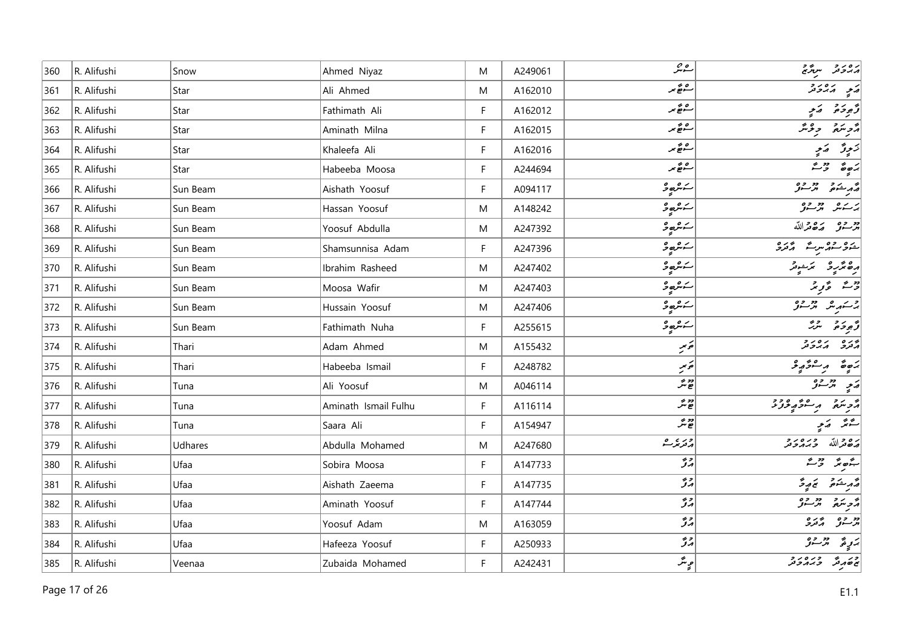| 360 | R. Alifushi | Snow | Ahmed Niyaz | M | A249061 | ސްނޯ | އަޙްމަދު ނިޔާޒު |
|---|---|---|---|---|---|---|---|
| 361 | R. Alifushi | Star | Ali Ahmed | M | A162010 | ސްޓާރ | އަލި އަޙްމަދު |
| 362 | R. Alifushi | Star | Fathimath Ali | F | A162012 | ސްޓާރ | ފާތިމަތު އަލި |
| 363 | R. Alifushi | Star | Aminath Milna | F | A162015 | ސްޓާރ | އާމިނަތު މިލްނާ |
| 364 | R. Alifushi | Star | Khaleefa Ali | F | A162016 | ސްޓާރ | ޚަލީފާ އަލި |
| 365 | R. Alifushi | Star | Habeeba Moosa | F | A244694 | ސްޓާރ | ހަބީބާ މޫސާ |
| 366 | R. Alifushi | Sun Beam | Aishath Yoosuf | F | A094117 | ސަންބީމް | އާއިޝަތު ޔޫސުފް |
| 367 | R. Alifushi | Sun Beam | Hassan Yoosuf | M | A148242 | ސަންބީމް | ހަސަން ޔޫސުފް |
| 368 | R. Alifushi | Sun Beam | Yoosuf Abdulla | M | A247392 | ސަންބީމް | ޔޫސުފް އަބްދުﷲ |
| 369 | R. Alifushi | Sun Beam | Shamsunnisa Adam | F | A247396 | ސަންބީމް | ޝަމްސުންނިސާ އާދަމް |
| 370 | R. Alifushi | Sun Beam | Ibrahim Rasheed | M | A247402 | ސަންބީމް | އިބްރާހިމް ރަޝީދު |
| 371 | R. Alifushi | Sun Beam | Moosa Wafir | M | A247403 | ސަންބީމް | މޫސާ ވާފިރު |
| 372 | R. Alifushi | Sun Beam | Hussain Yoosuf | M | A247406 | ސަންބީމް | ހުސައިން ޔޫސުފް |
| 373 | R. Alifushi | Sun Beam | Fathimath Nuha | F | A255615 | ސަންބީމް | ފާތިމަތު ނުހާ |
| 374 | R. Alifushi | Thari | Adam Ahmed | M | A155432 | ތަރި | އާދަމް އަޙްމަދު |
| 375 | R. Alifushi | Thari | Habeeba Ismail | F | A248782 | ތަރި | ހަބީބާ އިސްމާއީލް |
| 376 | R. Alifushi | Tuna | Ali Yoosuf | M | A046114 | ޓޫނާ | އަލި ޔޫސުފް |
| 377 | R. Alifushi | Tuna | Aminath Ismail Fulhu | F | A116114 | ޓޫނާ | އާމިނަތު އިސްމާއީލްފުޅު |
| 378 | R. Alifushi | Tuna | Saara Ali | F | A154947 | ޓޫނާ | ސާރާ އަލި |
| 379 | R. Alifushi | Udhares | Abdulla Mohamed | M | A247680 | އުދަރެސް | އަބްދުﷲ މުޙައްމަދު |
| 380 | R. Alifushi | Ufaa | Sobira Moosa | F | A147733 | އުފާ | ޞާބިރާ މޫސާ |
| 381 | R. Alifushi | Ufaa | Aishath Zaeema | F | A147735 | އުފާ | އާއިޝަތު ޒަޢީމާ |
| 382 | R. Alifushi | Ufaa | Aminath Yoosuf | F | A147744 | އުފާ | އާމިނަތު ޔޫސުފް |
| 383 | R. Alifushi | Ufaa | Yoosuf Adam | M | A163059 | އުފާ | ޔޫސުފް އާދަމް |
| 384 | R. Alifushi | Ufaa | Hafeeza Yoosuf | F | A250933 | އުފާ | ހަފީޒާ ޔޫސުފް |
| 385 | R. Alifushi | Veenaa | Zubaida Mohamed | F | A242431 | ވީނާ | ޒުބައިދާ މުޙައްމަދު |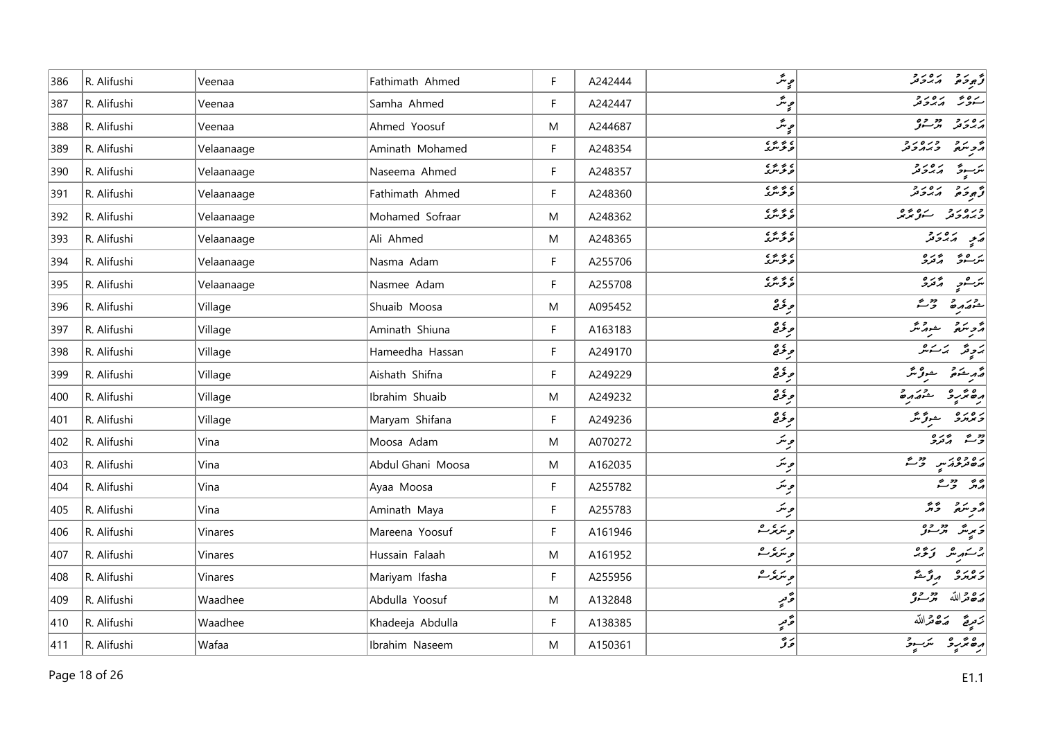| 386 | R. Alifushi | Veenaa | Fathimath Ahmed | F | A242444 | ވީނާ | ފާތިމަތު އަޙްމަދު |
|---|---|---|---|---|---|---|---|
| 387 | R. Alifushi | Veenaa | Samha Ahmed | F | A242447 | ވީނާ | ސަމްހާ އަޙްމަދު |
| 388 | R. Alifushi | Veenaa | Ahmed Yoosuf | M | A244687 | ވީނާ | އަޙްމަދު ޔޫސުފު |
| 389 | R. Alifushi | Velaanaage | Aminath Mohamed | F | A248354 | ވެލާނާގެ | އާމިނަތު މުޙައްމަދު |
| 390 | R. Alifushi | Velaanaage | Naseema Ahmed | F | A248357 | ވެލާނާގެ | ނަސީމާ އަޙްމަދު |
| 391 | R. Alifushi | Velaanaage | Fathimath Ahmed | F | A248360 | ވެލާނާގެ | ފާތިމަތު އަޙްމަދު |
| 392 | R. Alifushi | Velaanaage | Mohamed Sofraar | M | A248362 | ވެލާނާގެ | މުޙައްމަދު ސޮފްރާރު |
| 393 | R. Alifushi | Velaanaage | Ali Ahmed | M | A248365 | ވެލާނާގެ | އަލި އަޙްމަދު |
| 394 | R. Alifushi | Velaanaage | Nasma Adam | F | A255706 | ވެލާނާގެ | ނަސްމާ އާދަމް |
| 395 | R. Alifushi | Velaanaage | Nasmee Adam | F | A255708 | ވެލާނާގެ | ނަސްމީ އާދަމް |
| 396 | R. Alifushi | Village | Shuaib Moosa | M | A095452 | ވިލެޖް | ޝުޢައިބު މޫސާ |
| 397 | R. Alifushi | Village | Aminath Shiuna | F | A163183 | ވިލެޖް | އާމިނަތު ޝިއުނާ |
| 398 | R. Alifushi | Village | Hameedha Hassan | F | A249170 | ވިލެޖް | ހަމީދާ ހަސަން |
| 399 | R. Alifushi | Village | Aishath Shifna | F | A249229 | ވިލެޖް | އާއިޝަތު ޝިފްނާ |
| 400 | R. Alifushi | Village | Ibrahim Shuaib | M | A249232 | ވިލެޖް | އިބްރާހީމް ޝުޢައިބު |
| 401 | R. Alifushi | Village | Maryam Shifana | F | A249236 | ވިލެޖް | މަރްޔަމް ޝިފާނާ |
| 402 | R. Alifushi | Vina | Moosa Adam | M | A070272 | ވިނަ | މޫސާ އާދަމް |
| 403 | R. Alifushi | Vina | Abdul Ghani Moosa | M | A162035 | ވިނަ | އަބްދުލްޣަނީ މޫސާ |
| 404 | R. Alifushi | Vina | Ayaa Moosa | F | A255782 | ވިނަ | އާޔާ މޫސާ |
| 405 | R. Alifushi | Vina | Aminath Maya | F | A255783 | ވިނަ | އާމިނަތު މާޔާ |
| 406 | R. Alifushi | Vinares | Mareena Yoosuf | F | A161946 | ވިނަރެސް | މަރީނާ ޔޫސުފު |
| 407 | R. Alifushi | Vinares | Hussain Falaah | M | A161952 | ވިނަރެސް | ހުސައިން ފަލާޙް |
| 408 | R. Alifushi | Vinares | Mariyam Ifasha | F | A255956 | ވިނަރެސް | މަރިޔަމް އިފާޝާ |
| 409 | R. Alifushi | Waadhee | Abdulla Yoosuf | M | A132848 | ވާދީ | އަބްދުﷲ ޔޫސުފު |
| 410 | R. Alifushi | Waadhee | Khadeeja Abdulla | F | A138385 | ވާދީ | ޚަދީޖާ އަބްދުﷲ |
| 411 | R. Alifushi | Wafaa | Ibrahim Naseem | M | A150361 | ވަފާ | އިބްރާހީމް ނަސީމް |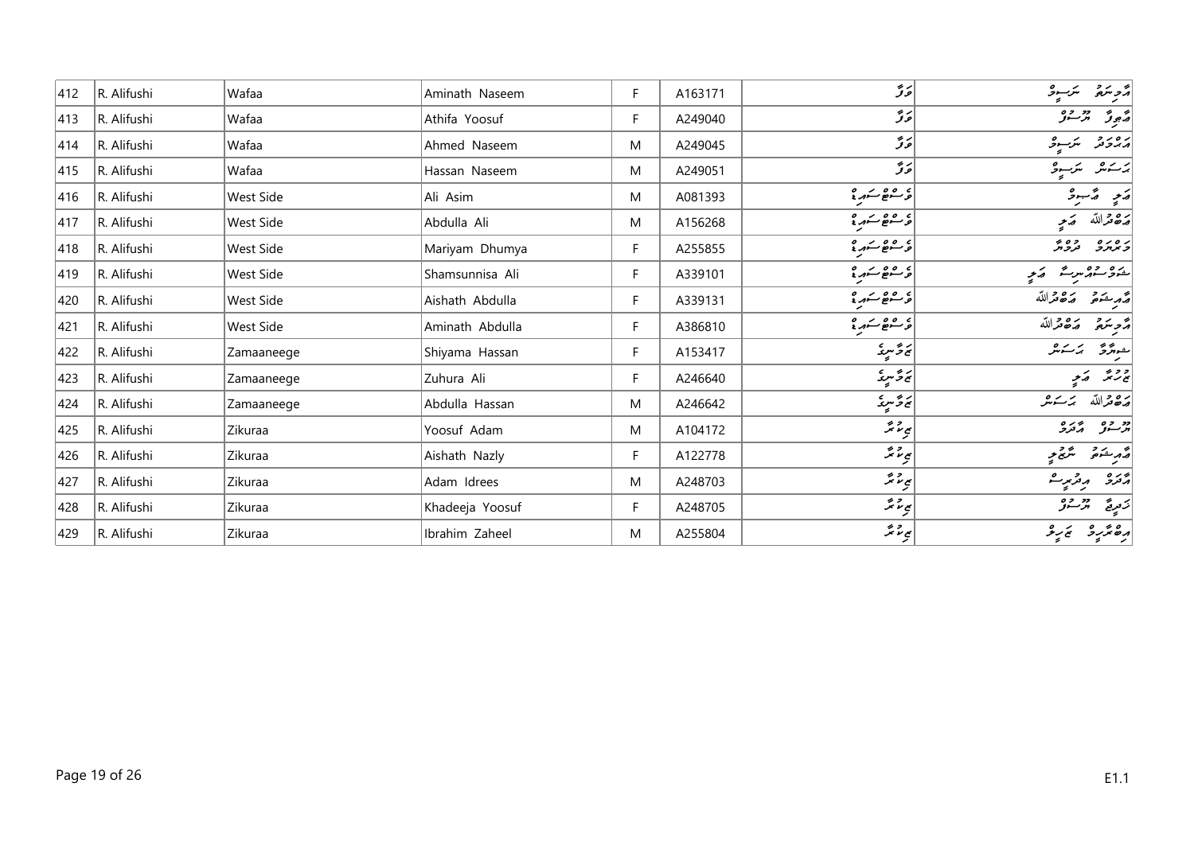| 412 | R. Alifushi | Wafaa | Aminath Naseem | F | A163171 | ޥަފާ | އާމިނަތު ނަސީމް |
|---|---|---|---|---|---|---|---|
| 413 | R. Alifushi | Wafaa | Athifa Yoosuf | F | A249040 | ޥަފާ | އާތިފާ ޔޫސުފް |
| 414 | R. Alifushi | Wafaa | Ahmed Naseem | M | A249045 | ޥަފާ | އަޙްމަދު ނަސީމް |
| 415 | R. Alifushi | Wafaa | Hassan Naseem | M | A249051 | ޥަފާ | ޙަސަން ނަސީމް |
| 416 | R. Alifushi | West Side | Ali Asim | M | A081393 | ވެސްޓްސައިޑް | އަލި އާސިމް |
| 417 | R. Alifushi | West Side | Abdulla Ali | M | A156268 | ވެސްޓްސައިޑް | އަބްދުﷲ އަލި |
| 418 | R. Alifushi | West Side | Mariyam Dhumya | F | A255855 | ވެސްޓްސައިޑް | މަރިޔަމް ދުމްޔާ |
| 419 | R. Alifushi | West Side | Shamsunnisa Ali | F | A339101 | ވެސްޓްސައިޑް | ޝަމްސުންނިސާ އަލި |
| 420 | R. Alifushi | West Side | Aishath Abdulla | F | A339131 | ވެސްޓްސައިޑް | އާއިޝަތު އަބްދުﷲ |
| 421 | R. Alifushi | West Side | Aminath Abdulla | F | A386810 | ވެސްޓްސައިޑް | އާމިނަތު އަބްދުﷲ |
| 422 | R. Alifushi | Zamaaneege | Shiyama Hassan | F | A153417 | ޒަމާނީގެ | ޝިޔާމާ ޙަސަން |
| 423 | R. Alifushi | Zamaaneege | Zuhura Ali | F | A246640 | ޒަމާނީގެ | ޒުހުރާ އަލި |
| 424 | R. Alifushi | Zamaaneege | Abdulla Hassan | M | A246642 | ޒަމާނީގެ | އަބްދުﷲ ޙަސަން |
| 425 | R. Alifushi | Zikuraa | Yoosuf Adam | M | A104172 | ޒިކުރާ | ޔޫސުފް އާދަމް |
| 426 | R. Alifushi | Zikuraa | Aishath Nazly | F | A122778 | ޒިކުރާ | އާއިޝަތު ނާޒްލީ |
| 427 | R. Alifushi | Zikuraa | Adam Idrees | M | A248703 | ޒިކުރާ | އާދަމް އިދުރީސް |
| 428 | R. Alifushi | Zikuraa | Khadeeja Yoosuf | F | A248705 | ޒިކުރާ | ޚަދީޖާ ޔޫސުފް |
| 429 | R. Alifushi | Zikuraa | Ibrahim Zaheel | M | A255804 | ޒިކުރާ | އިބްރާހީމް ޒަހީލް |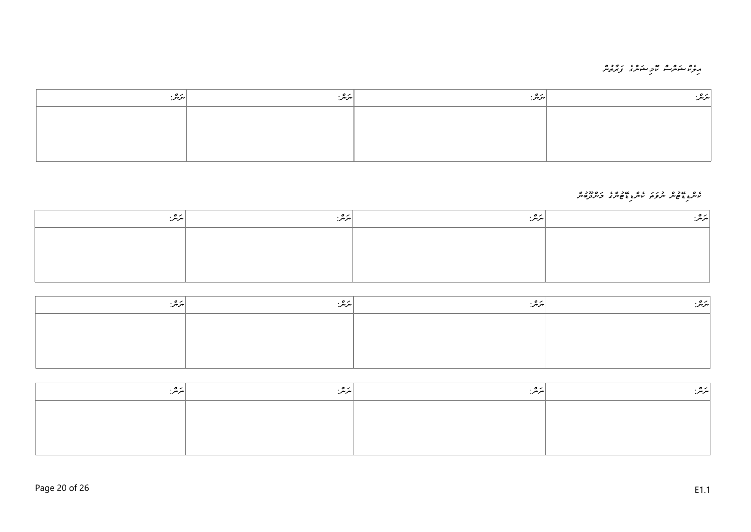# ދިވެހިބަސްބުނާ ކުދިންނާއި ފަހަރުގަ ޤުރުބާނީ ފަހަރުގެ ކުދިންނާއި ކުއްލިކުދިން

| ނަރަ: | ނަރަ: | ނަރަ: | ނަރަ: |
|---|---|---|---|
| | | | |

## ކުދިންނާއި ގެއްލިފައިވާ ކުދިންނާއި ކުއްލިކުދިން

| ނަރަ: | ނަރަ: | ނަރަ: | ނަރަ: |
|---|---|---|---|
| | | | |

| ނަރަ: | ނަރަ: | ނަރަ: | ނަރަ: |
|---|---|---|---|
| | | | |

| ނަރަ: | ނަރަ: | ނަރަ: | ނަރަ: |
|---|---|---|---|
| | | | |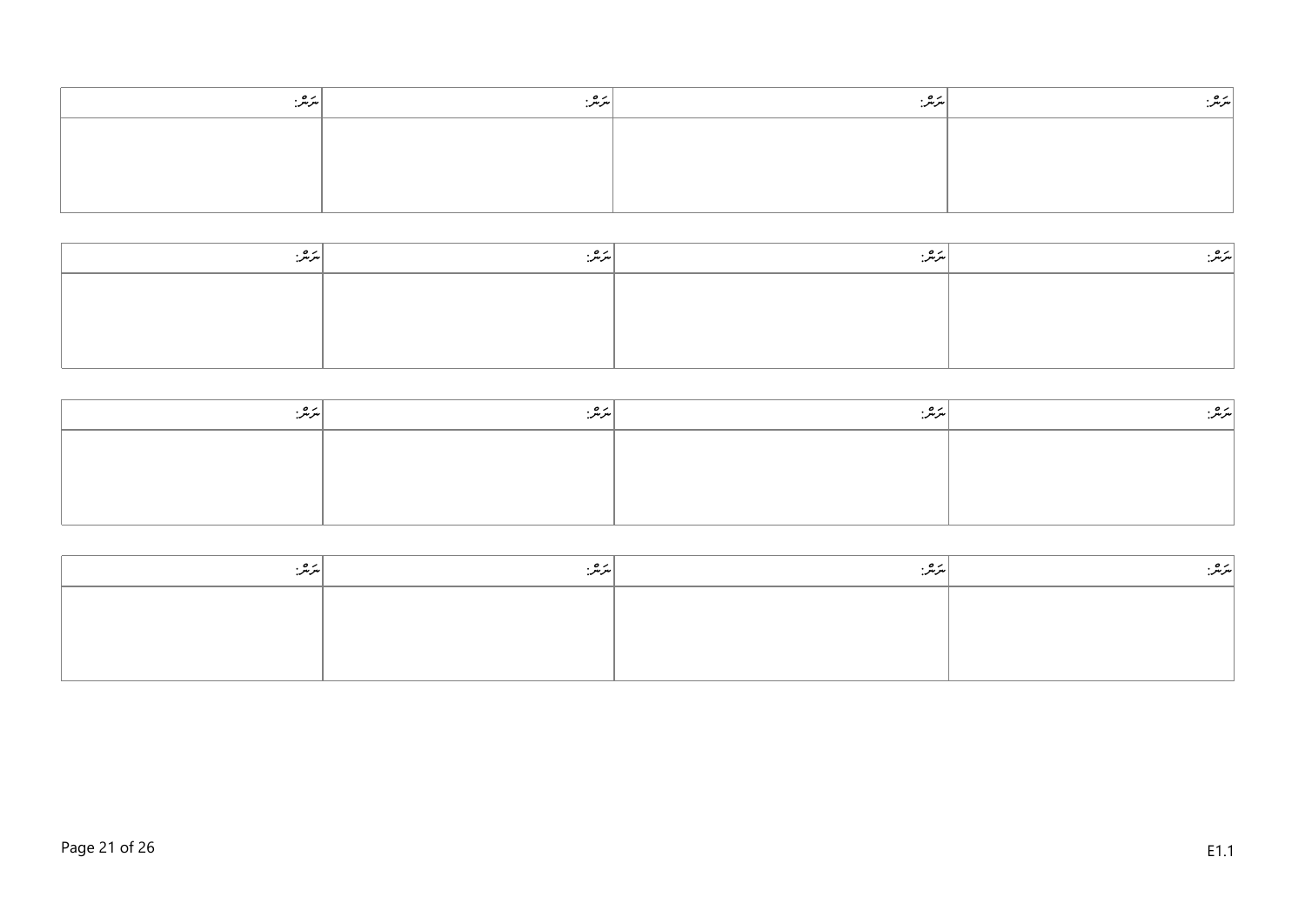| ނަންބަރު: | ނަންބަރު: | ނަންބަރު: | ނަންބަރު: |
|---|---|---|---|
| | | | |

| ނަންބަރު: | ނަންބަރު: | ނަންބަރު: | ނަންބަރު: |
|---|---|---|---|
| | | | |

| ނަންބަރު: | ނަންބަރު: | ނަންބަރު: | ނަންބަރު: |
|---|---|---|---|
| | | | |

| ނަންބަރު: | ނަންބަރު: | ނަންބަރު: | ނަންބަރު: |
|---|---|---|---|
| | | | |

E1.1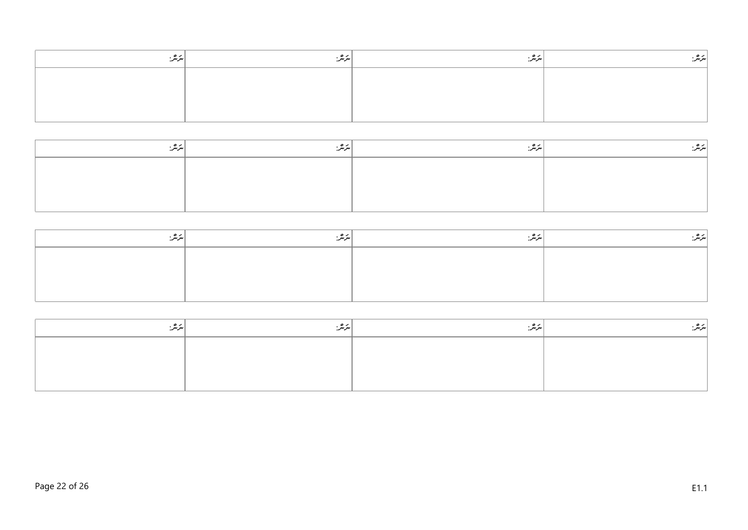| ނަރުދ: | ނަރުދ: | ނަރުދ: | ނަރުދ: |
| --- | --- | --- | --- |
| | | | |

| ނަރުދ: | ނަރުދ: | ނަރުދ: | ނަރުދ: |
| --- | --- | --- | --- |
| | | | |

| ނަރުދ: | ނަރުދ: | ނަރުދ: | ނަރުދ: |
| --- | --- | --- | --- |
| | | | |

| ނަރުދ: | ނަރުދ: | ނަރުދ: | ނަރުދ: |
| --- | --- | --- | --- |
| | | | |

E1.1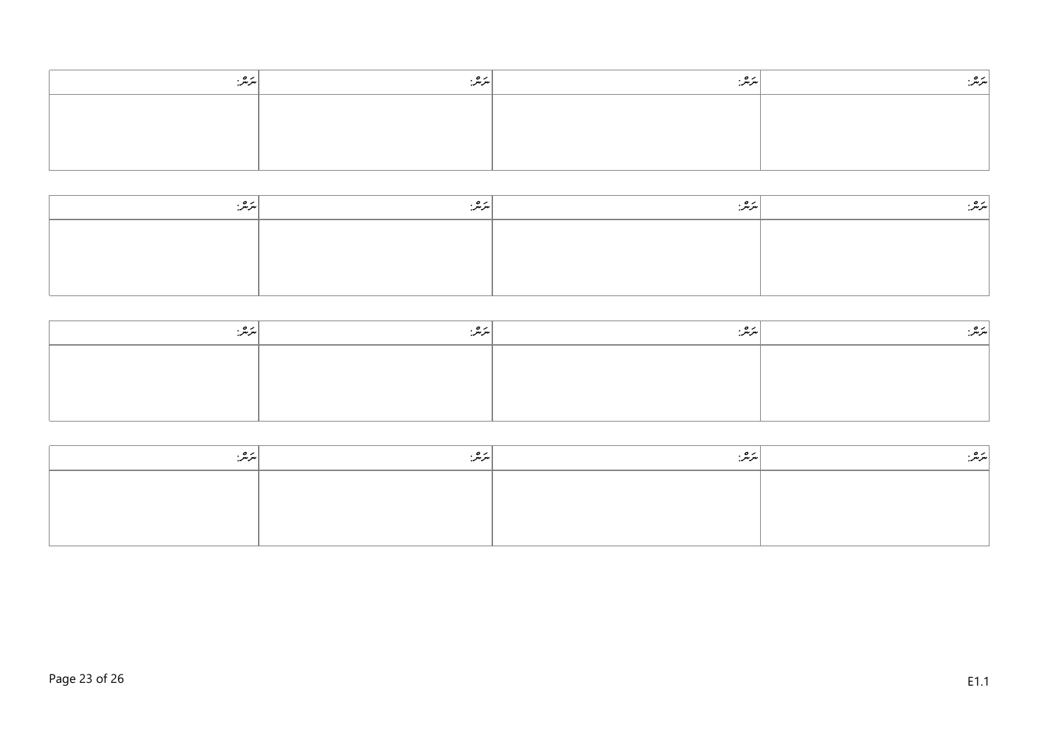| ނަރުދ: | ނަރުދ: | ނަރުދ: | ނަރުދ: |
| --- | --- | --- | --- |
| | | | |

| ނަރުދ: | ނަރުދ: | ނަރުދ: | ނަރުދ: |
| --- | --- | --- | --- |
| | | | |

| ނަރުދ: | ނަރުދ: | ނަރުދ: | ނަރުދ: |
| --- | --- | --- | --- |
| | | | |

| ނަރުދ: | ނަރުދ: | ނަރުދ: | ނަރުދ: |
| --- | --- | --- | --- |
| | | | |

E1.1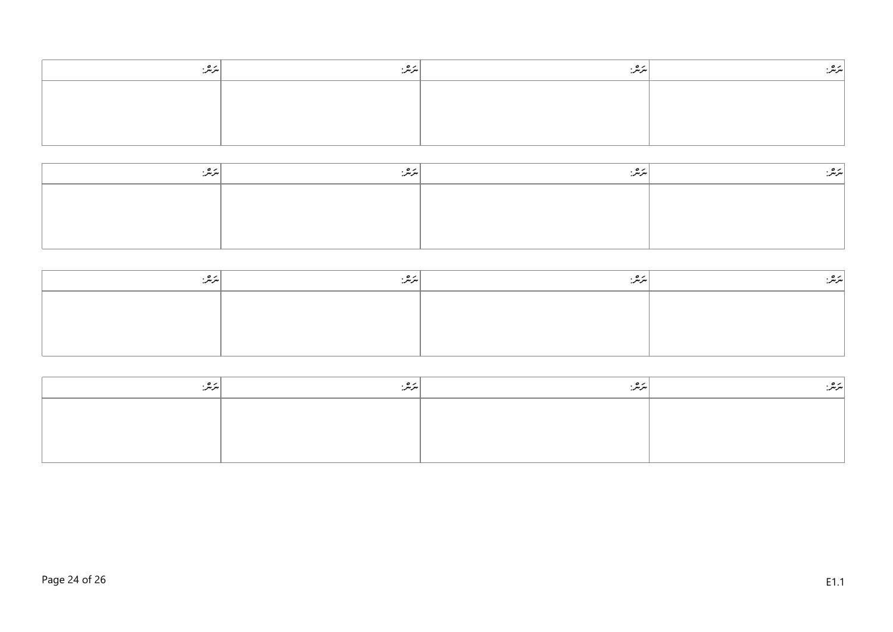| ނަރަނ: | ނަރަނ: | ނަރަނ: | ނަރަނ: |
| --- | --- | --- | --- |
| | | | |

| ނަރަނ: | ނަރަނ: | ނަރަނ: | ނަރަނ: |
| --- | --- | --- | --- |
| | | | |

| ނަރަނ: | ނަރަނ: | ނަރަނ: | ނަރަނ: |
| --- | --- | --- | --- |
| | | | |

| ނަރަނ: | ނަރަނ: | ނަރަނ: | ނަރަނ: |
| --- | --- | --- | --- |
| | | | |

E1.1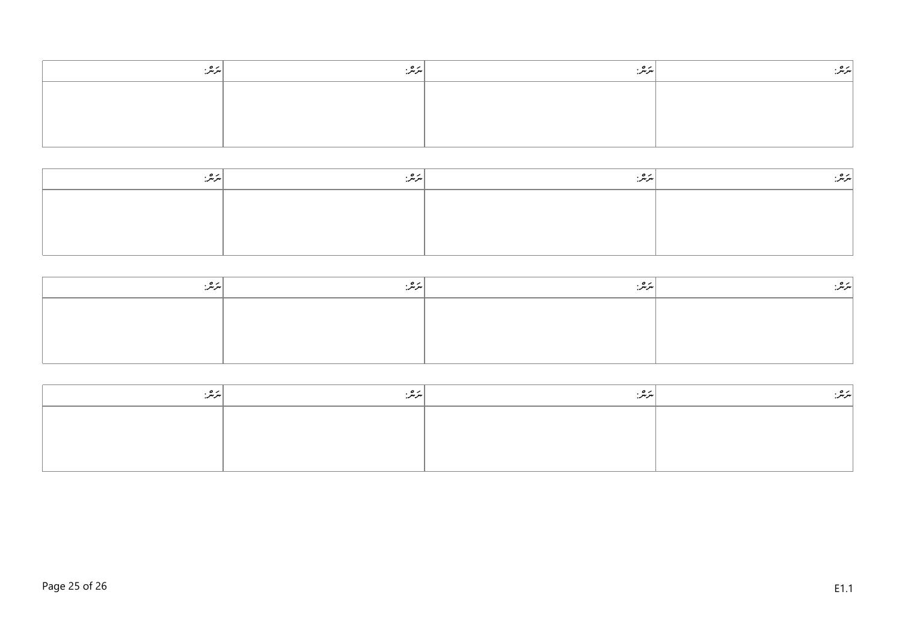| ނަންބަރު: | ނަންބަރު: | ނަންބަރު: | ނަންބަރު: |
|---|---|---|---|
| | | | |

| ނަންބަރު: | ނަންބަރު: | ނަންބަރު: | ނަންބަރު: |
|---|---|---|---|
| | | | |

| ނަންބަރު: | ނަންބަރު: | ނަންބަރު: | ނަންބަރު: |
|---|---|---|---|
| | | | |

| ނަންބަރު: | ނަންބަރު: | ނަންބަރު: | ނަންބަރު: |
|---|---|---|---|
| | | | |

E1.1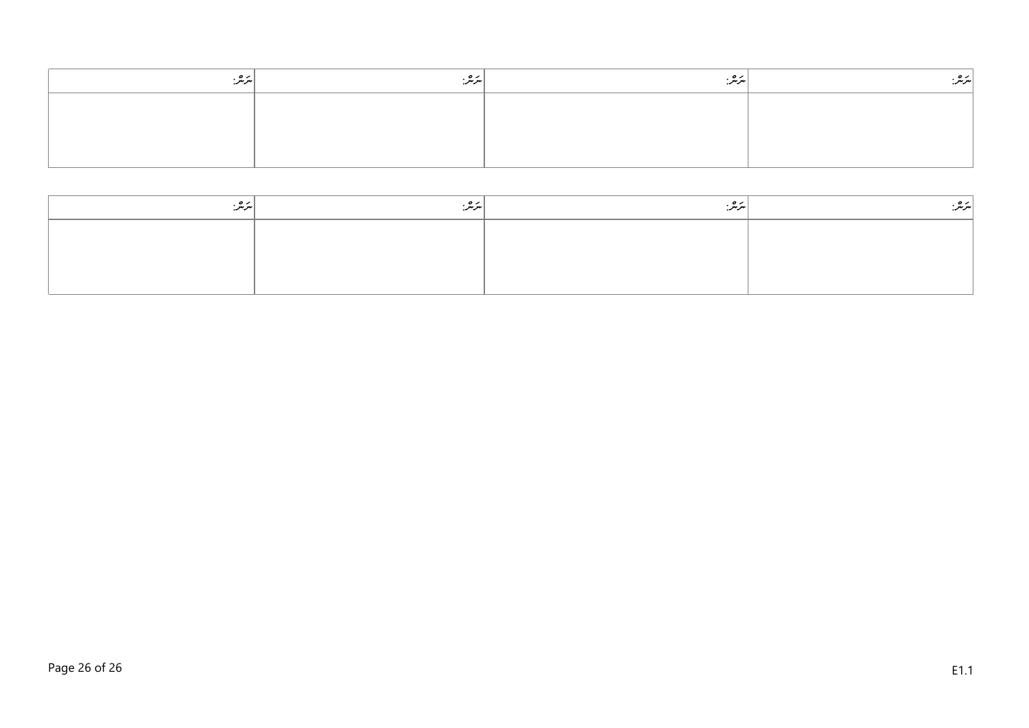| ىَرُىْر: | ىَرُىْر: | ىَرُىْر: | ىَرُىْر: |
| --- | --- | --- | --- |
| | | | |

| ىَرُىْر: | ىَرُىْر: | ىَرُىْر: | ىَرُىْر: |
| --- | --- | --- | --- |
| | | | |

E1.1